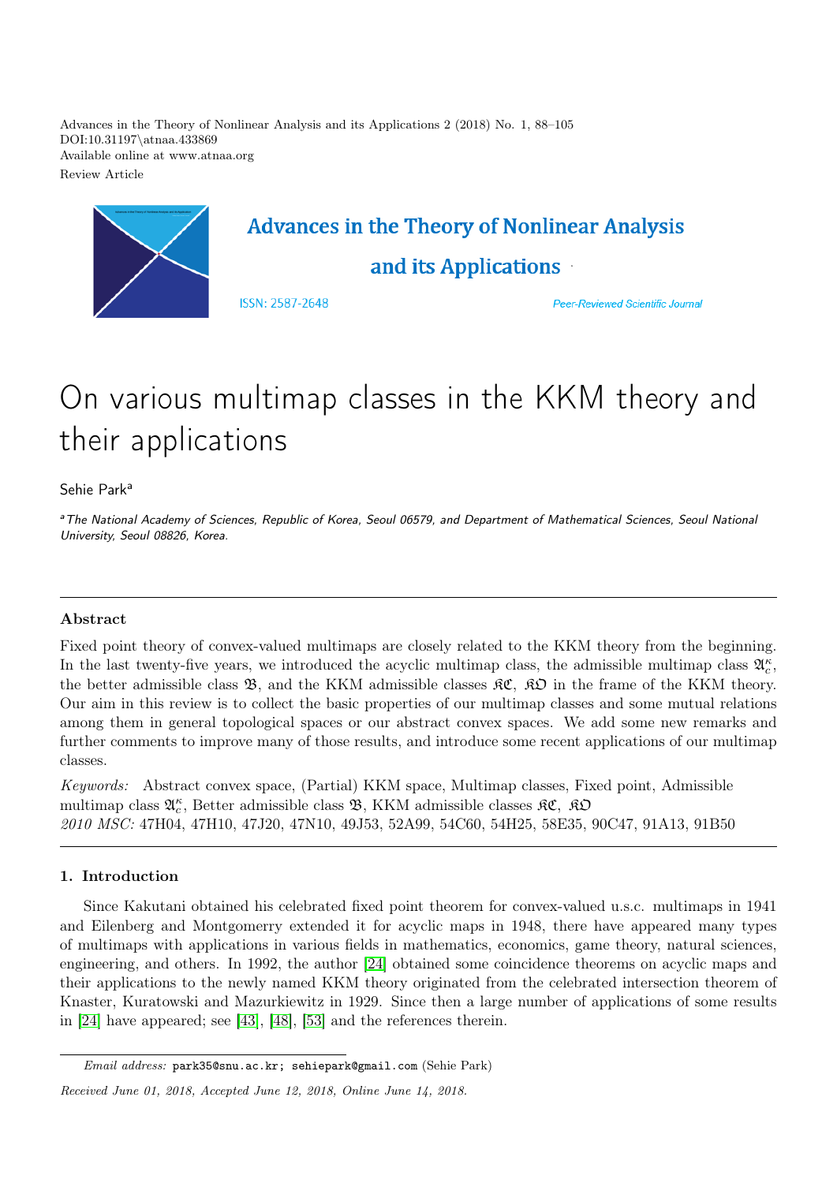Advances in the Theory of Nonlinear Analysis and its Applications 2 (2018) No. 1, 88–105
DOI:10.31197\atnaa.433869
Available online at www.atnaa.org
Review Article

Advances in the Theory of Nonlinear Analysis and its Applications

ISSN: 2587-2648

Peer-Reviewed Scientific Journal

# On various multimap classes in the KKM theory and their applications

Sehie Park[a]

[a] *The National Academy of Sciences, Republic of Korea, Seoul 06579, and Department of Mathematical Sciences, Seoul National University, Seoul 08826, Korea.*

---

### Abstract

Fixed point theory of convex-valued multimaps are closely related to the KKM theory from the beginning. In the last twenty-five years, we introduced the acyclic multimap class, the admissible multimap class $\mathfrak{A}_c^\kappa$, the better admissible class $\mathfrak{B}$, and the KKM admissible classes $\mathfrak{KC}$, $\mathfrak{KO}$ in the frame of the KKM theory. Our aim in this review is to collect the basic properties of our multimap classes and some mutual relations among them in general topological spaces or our abstract convex spaces. We add some new remarks and further comments to improve many of those results, and introduce some recent applications of our multimap classes.

*Keywords:* Abstract convex space, (Partial) KKM space, Multimap classes, Fixed point, Admissible multimap class $\mathfrak{A}_c^\kappa$, Better admissible class $\mathfrak{B}$, KKM admissible classes $\mathfrak{KC}$, $\mathfrak{KO}$
*2010 MSC:* 47H04, 47H10, 47J20, 47N10, 49J53, 52A99, 54C60, 54H25, 58E35, 90C47, 91A13, 91B50

---

### 1. Introduction

Since Kakutani obtained his celebrated fixed point theorem for convex-valued u.s.c. multimaps in 1941 and Eilenberg and Montgomerry extended it for acyclic maps in 1948, there have appeared many types of multimaps with applications in various fields in mathematics, economics, game theory, natural sciences, engineering, and others. In 1992, the author [24] obtained some coincidence theorems on acyclic maps and their applications to the newly named KKM theory originated from the celebrated intersection theorem of Knaster, Kuratowski and Mazurkiewitz in 1929. Since then a large number of applications of some results in [24] have appeared; see [43], [48], [53] and the references therein.

---

*Email address:* park35@snu.ac.kr; sehiepark@gmail.com (Sehie Park)

*Received June 01, 2018, Accepted June 12, 2018, Online June 14, 2018.*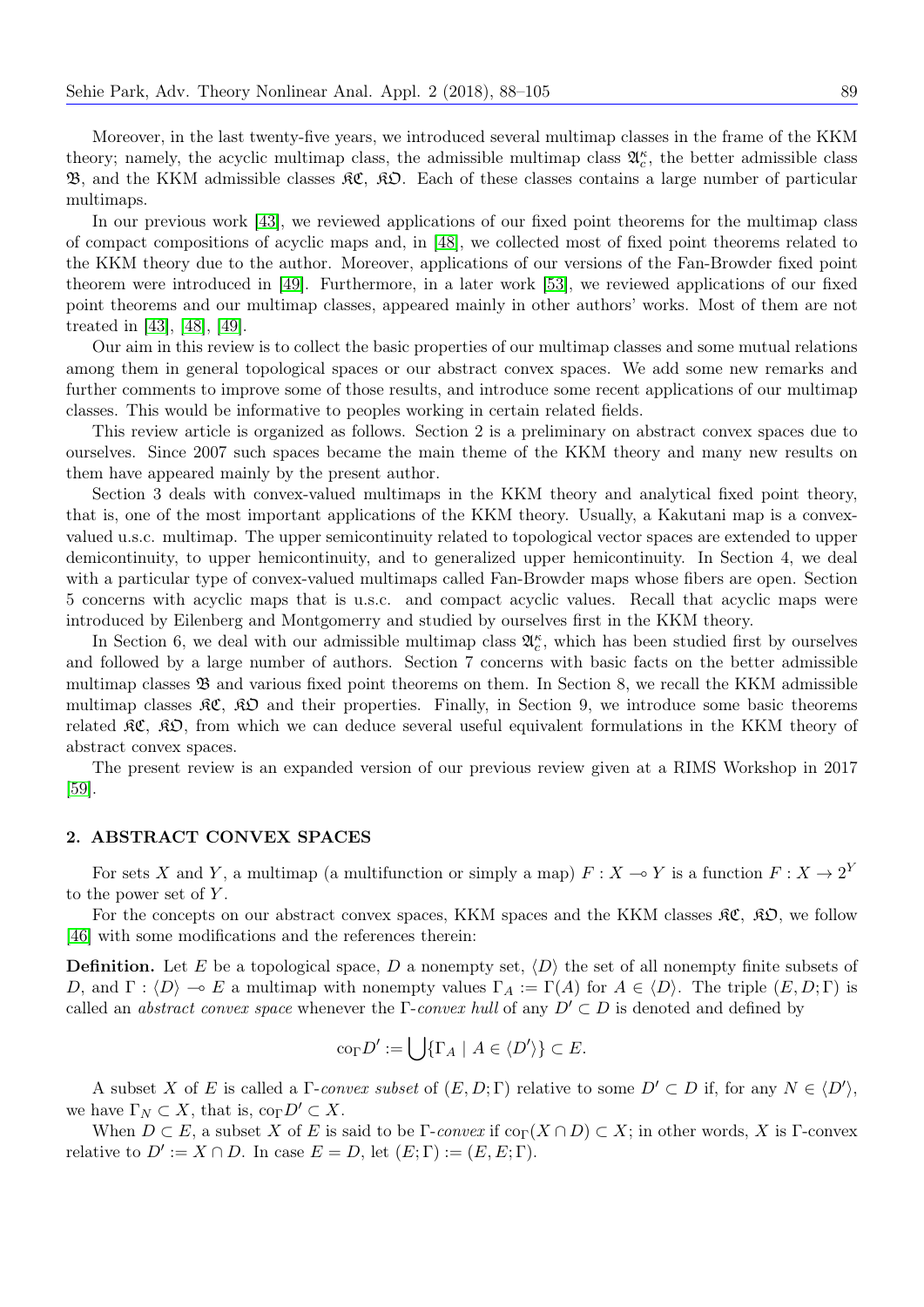Moreover, in the last twenty-five years, we introduced several multimap classes in the frame of the KKM theory; namely, the acyclic multimap class, the admissible multimap class $\mathfrak{A}_c^\kappa$, the better admissible class $\mathfrak{B}$, and the KKM admissible classes $\mathfrak{KC}$, $\mathfrak{KO}$. Each of these classes contains a large number of particular multimaps.

In our previous work [43], we reviewed applications of our fixed point theorems for the multimap class of compact compositions of acyclic maps and, in [48], we collected most of fixed point theorems related to the KKM theory due to the author. Moreover, applications of our versions of the Fan-Browder fixed point theorem were introduced in [49]. Furthermore, in a later work [53], we reviewed applications of our fixed point theorems and our multimap classes, appeared mainly in other authors' works. Most of them are not treated in [43], [48], [49].

Our aim in this review is to collect the basic properties of our multimap classes and some mutual relations among them in general topological spaces or our abstract convex spaces. We add some new remarks and further comments to improve some of those results, and introduce some recent applications of our multimap classes. This would be informative to peoples working in certain related fields.

This review article is organized as follows. Section 2 is a preliminary on abstract convex spaces due to ourselves. Since 2007 such spaces became the main theme of the KKM theory and many new results on them have appeared mainly by the present author.

Section 3 deals with convex-valued multimaps in the KKM theory and analytical fixed point theory, that is, one of the most important applications of the KKM theory. Usually, a Kakutani map is a convex-valued u.s.c. multimap. The upper semicontinuity related to topological vector spaces are extended to upper demicontinuity, to upper hemicontinuity, and to generalized upper hemicontinuity. In Section 4, we deal with a particular type of convex-valued multimaps called Fan-Browder maps whose fibers are open. Section 5 concerns with acyclic maps that is u.s.c. and compact acyclic values. Recall that acyclic maps were introduced by Eilenberg and Montgomerry and studied by ourselves first in the KKM theory.

In Section 6, we deal with our admissible multimap class $\mathfrak{A}_c^\kappa$, which has been studied first by ourselves and followed by a large number of authors. Section 7 concerns with basic facts on the better admissible multimap classes $\mathfrak{B}$ and various fixed point theorems on them. In Section 8, we recall the KKM admissible multimap classes $\mathfrak{KC}$, $\mathfrak{KO}$ and their properties. Finally, in Section 9, we introduce some basic theorems related $\mathfrak{KC}$, $\mathfrak{KO}$, from which we can deduce several useful equivalent formulations in the KKM theory of abstract convex spaces.

The present review is an expanded version of our previous review given at a RIMS Workshop in 2017 [59].

## 2. ABSTRACT CONVEX SPACES

For sets $X$ and $Y$, a multimap (a multifunction or simply a map) $F : X \multimap Y$ is a function $F : X \to 2^Y$ to the power set of $Y$.

For the concepts on our abstract convex spaces, KKM spaces and the KKM classes $\mathfrak{KC}$, $\mathfrak{KO}$, we follow [46] with some modifications and the references therein:

**Definition.** Let $E$ be a topological space, $D$ a nonempty set, $\langle D\rangle$ the set of all nonempty finite subsets of $D$, and $\Gamma : \langle D\rangle \multimap E$ a multimap with nonempty values $\Gamma_A := \Gamma(A)$ for $A \in \langle D\rangle$. The triple $(E, D; \Gamma)$ is called an *abstract convex space* whenever the $\Gamma$-*convex hull* of any $D' \subset D$ is denoted and defined by

$$\mathrm{co}_\Gamma D' := \bigcup\{\Gamma_A \mid A \in \langle D'\rangle\} \subset E.$$

A subset $X$ of $E$ is called a $\Gamma$-*convex subset* of $(E, D; \Gamma)$ relative to some $D' \subset D$ if, for any $N \in \langle D'\rangle$, we have $\Gamma_N \subset X$, that is, $\mathrm{co}_\Gamma D' \subset X$.

When $D \subset E$, a subset $X$ of $E$ is said to be $\Gamma$-*convex* if $\mathrm{co}_\Gamma(X \cap D) \subset X$; in other words, $X$ is $\Gamma$-convex relative to $D' := X \cap D$. In case $E = D$, let $(E; \Gamma) := (E, E; \Gamma)$.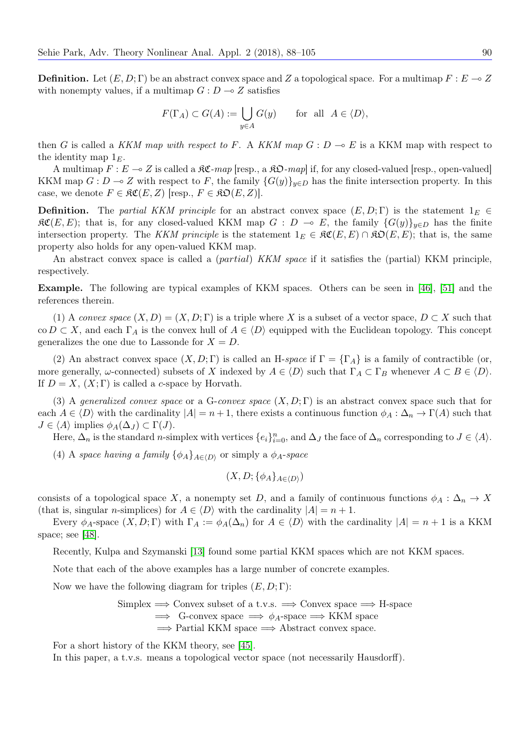**Definition.** Let $(E, D; \Gamma)$ be an abstract convex space and $Z$ a topological space. For a multimap $F : E \multimap Z$ with nonempty values, if a multimap $G : D \multimap Z$ satisfies

$$F(\Gamma_A) \subset G(A) := \bigcup_{y \in A} G(y) \qquad \text{for all} \quad A \in \langle D \rangle,$$

then $G$ is called a *KKM map with respect to $F$*. A *KKM map* $G : D \multimap E$ is a KKM map with respect to the identity map $1_E$.

A multimap $F : E \multimap Z$ is called a $\mathfrak{KC}$*-map* [resp., a $\mathfrak{KO}$*-map*] if, for any closed-valued [resp., open-valued] KKM map $G : D \multimap Z$ with respect to $F$, the family $\{G(y)\}_{y \in D}$ has the finite intersection property. In this case, we denote $F \in \mathfrak{KC}(E, Z)$ [resp., $F \in \mathfrak{KO}(E, Z)$].

**Definition.** The *partial KKM principle* for an abstract convex space $(E, D; \Gamma)$ is the statement $1_E \in \mathfrak{KC}(E, E)$; that is, for any closed-valued KKM map $G : D \multimap E$, the family $\{G(y)\}_{y \in D}$ has the finite intersection property. The *KKM principle* is the statement $1_E \in \mathfrak{KC}(E, E) \cap \mathfrak{KO}(E, E)$; that is, the same property also holds for any open-valued KKM map.

An abstract convex space is called a (*partial*) *KKM space* if it satisfies the (partial) KKM principle, respectively.

**Example.** The following are typical examples of KKM spaces. Others can be seen in [46], [51] and the references therein.

(1) A *convex space* $(X, D) = (X, D; \Gamma)$ is a triple where $X$ is a subset of a vector space, $D \subset X$ such that $\operatorname{co} D \subset X$, and each $\Gamma_A$ is the convex hull of $A \in \langle D \rangle$ equipped with the Euclidean topology. This concept generalizes the one due to Lassonde for $X = D$.

(2) An abstract convex space $(X, D; \Gamma)$ is called an H*-space* if $\Gamma = \{\Gamma_A\}$ is a family of contractible (or, more generally, $\omega$-connected) subsets of $X$ indexed by $A \in \langle D \rangle$ such that $\Gamma_A \subset \Gamma_B$ whenever $A \subset B \in \langle D \rangle$. If $D = X$, $(X; \Gamma)$ is called a *c*-space by Horvath.

(3) A *generalized convex space* or a G*-convex space* $(X, D; \Gamma)$ is an abstract convex space such that for each $A \in \langle D \rangle$ with the cardinality $|A| = n + 1$, there exists a continuous function $\phi_A : \Delta_n \to \Gamma(A)$ such that $J \in \langle A \rangle$ implies $\phi_A(\Delta_J) \subset \Gamma(J)$.

Here, $\Delta_n$ is the standard $n$-simplex with vertices $\{e_i\}_{i=0}^n$, and $\Delta_J$ the face of $\Delta_n$ corresponding to $J \in \langle A \rangle$.

(4) A *space having a family* $\{\phi_A\}_{A \in \langle D \rangle}$ or simply a $\phi_A$*-space*

$$(X, D; \{\phi_A\}_{A \in \langle D \rangle})$$

consists of a topological space $X$, a nonempty set $D$, and a family of continuous functions $\phi_A : \Delta_n \to X$ (that is, singular $n$-simplices) for $A \in \langle D \rangle$ with the cardinality $|A| = n + 1$.

Every $\phi_A$-space $(X, D; \Gamma)$ with $\Gamma_A := \phi_A(\Delta_n)$ for $A \in \langle D \rangle$ with the cardinality $|A| = n + 1$ is a KKM space; see [48].

Recently, Kulpa and Szymanski [13] found some partial KKM spaces which are not KKM spaces.

Note that each of the above examples has a large number of concrete examples.

Now we have the following diagram for triples $(E, D; \Gamma)$:

$$\begin{aligned} &\text{Simplex} \Longrightarrow \text{Convex subset of a t.v.s.} \Longrightarrow \text{Convex space} \Longrightarrow \text{H-space} \\ &\Longrightarrow \text{G-convex space} \Longrightarrow \phi_A\text{-space} \Longrightarrow \text{KKM space} \\ &\Longrightarrow \text{Partial KKM space} \Longrightarrow \text{Abstract convex space.} \end{aligned}$$

For a short history of the KKM theory, see [45].

In this paper, a t.v.s. means a topological vector space (not necessarily Hausdorff).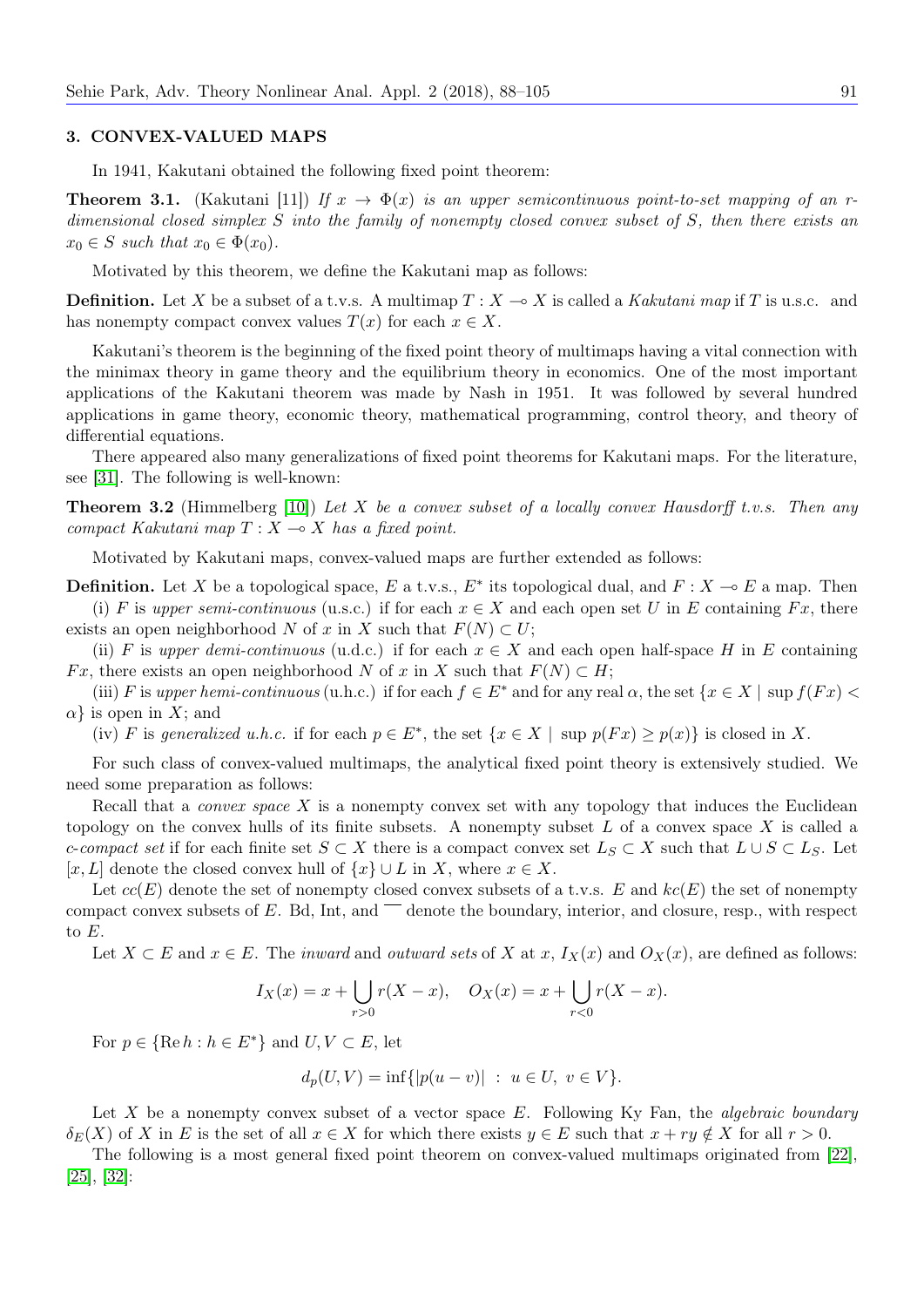## 3. CONVEX-VALUED MAPS

In 1941, Kakutani obtained the following fixed point theorem:

**Theorem 3.1.** (Kakutani [11]) *If $x \to \Phi(x)$ is an upper semicontinuous point-to-set mapping of an $r$-dimensional closed simplex $S$ into the family of nonempty closed convex subset of $S$, then there exists an $x_0 \in S$ such that $x_0 \in \Phi(x_0)$.*

Motivated by this theorem, we define the Kakutani map as follows:

**Definition.** Let $X$ be a subset of a t.v.s. A multimap $T : X \multimap X$ is called a *Kakutani map* if $T$ is u.s.c. and has nonempty compact convex values $T(x)$ for each $x \in X$.

Kakutani's theorem is the beginning of the fixed point theory of multimaps having a vital connection with the minimax theory in game theory and the equilibrium theory in economics. One of the most important applications of the Kakutani theorem was made by Nash in 1951. It was followed by several hundred applications in game theory, economic theory, mathematical programming, control theory, and theory of differential equations.

There appeared also many generalizations of fixed point theorems for Kakutani maps. For the literature, see [31]. The following is well-known:

**Theorem 3.2** (Himmelberg [10]) *Let $X$ be a convex subset of a locally convex Hausdorff t.v.s. Then any compact Kakutani map $T : X \multimap X$ has a fixed point.*

Motivated by Kakutani maps, convex-valued maps are further extended as follows:

**Definition.** Let $X$ be a topological space, $E$ a t.v.s., $E^*$ its topological dual, and $F : X \multimap E$ a map. Then

(i) $F$ is *upper semi-continuous* (u.s.c.) if for each $x \in X$ and each open set $U$ in $E$ containing $Fx$, there exists an open neighborhood $N$ of $x$ in $X$ such that $F(N) \subset U$;

(ii) $F$ is *upper demi-continuous* (u.d.c.) if for each $x \in X$ and each open half-space $H$ in $E$ containing $Fx$, there exists an open neighborhood $N$ of $x$ in $X$ such that $F(N) \subset H$;

(iii) $F$ is *upper hemi-continuous* (u.h.c.) if for each $f \in E^*$ and for any real $\alpha$, the set $\{x \in X \mid \sup f(Fx) < \alpha\}$ is open in $X$; and

(iv) $F$ is *generalized u.h.c.* if for each $p \in E^*$, the set $\{x \in X \mid \sup p(Fx) \geq p(x)\}$ is closed in $X$.

For such class of convex-valued multimaps, the analytical fixed point theory is extensively studied. We need some preparation as follows:

Recall that a *convex space* $X$ is a nonempty convex set with any topology that induces the Euclidean topology on the convex hulls of its finite subsets. A nonempty subset $L$ of a convex space $X$ is called a *c-compact set* if for each finite set $S \subset X$ there is a compact convex set $L_S \subset X$ such that $L \cup S \subset L_S$. Let $[x, L]$ denote the closed convex hull of $\{x\} \cup L$ in $X$, where $x \in X$.

Let $cc(E)$ denote the set of nonempty closed convex subsets of a t.v.s. $E$ and $kc(E)$ the set of nonempty compact convex subsets of $E$. Bd, Int, and $\overline{\phantom{x}}$ denote the boundary, interior, and closure, resp., with respect to $E$.

Let $X \subset E$ and $x \in E$. The *inward* and *outward sets* of $X$ at $x$, $I_X(x)$ and $O_X(x)$, are defined as follows:

$$I_X(x) = x + \bigcup_{r>0} r(X - x), \quad O_X(x) = x + \bigcup_{r<0} r(X - x).$$

For $p \in \{\operatorname{Re} h : h \in E^*\}$ and $U, V \subset E$, let

$$d_p(U, V) = \inf\{|p(u - v)| \ : \ u \in U, \ v \in V\}.$$

Let $X$ be a nonempty convex subset of a vector space $E$. Following Ky Fan, the *algebraic boundary* $\delta_E(X)$ of $X$ in $E$ is the set of all $x \in X$ for which there exists $y \in E$ such that $x + ry \notin X$ for all $r > 0$.

The following is a most general fixed point theorem on convex-valued multimaps originated from [22], [25], [32]: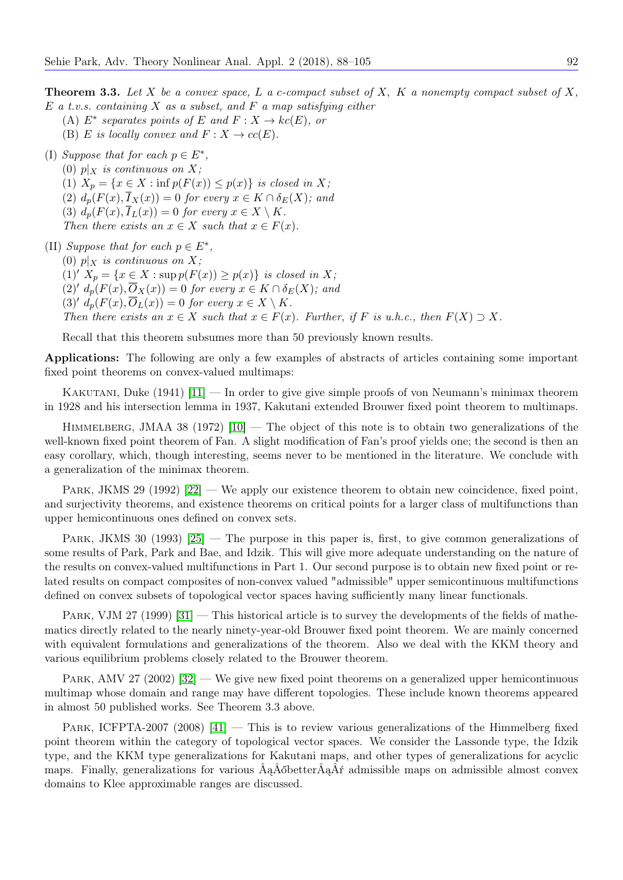**Theorem 3.3.** *Let $X$ be a convex space, $L$ a c-compact subset of $X$, $K$ a nonempty compact subset of $X$, $E$ a t.v.s. containing $X$ as a subset, and $F$ a map satisfying either*

(A) *$E^*$ separates points of $E$ and $F : X \to kc(E)$, or*

(B) *$E$ is locally convex and $F : X \to cc(E)$.*

(I) *Suppose that for each $p \in E^*$,*

(0) *$p|_X$ is continuous on $X$;*

(1) *$X_p = \{x \in X : \inf p(F(x)) \leq p(x)\}$ is closed in $X$;*

(2) *$d_p(F(x), \overline{I}_X(x)) = 0$ for every $x \in K \cap \delta_E(X)$; and*

(3) *$d_p(F(x), \overline{I}_L(x)) = 0$ for every $x \in X \setminus K$.*

*Then there exists an $x \in X$ such that $x \in F(x)$.*

(II) *Suppose that for each $p \in E^*$,*

(0) *$p|_X$ is continuous on $X$;*

$(1)'$ *$X_p = \{x \in X : \sup p(F(x)) \geq p(x)\}$ is closed in $X$;*

$(2)'$ *$d_p(F(x), \overline{O}_X(x)) = 0$ for every $x \in K \cap \delta_E(X)$; and*

$(3)'$ *$d_p(F(x), \overline{O}_L(x)) = 0$ for every $x \in X \setminus K$.*

*Then there exists an $x \in X$ such that $x \in F(x)$. Further, if $F$ is u.h.c., then $F(X) \supset X$.*

Recall that this theorem subsumes more than 50 previously known results.

**Applications:** The following are only a few examples of abstracts of articles containing some important fixed point theorems on convex-valued multimaps:

Kakutani, Duke (1941) [11] — In order to give give simple proofs of von Neumann's minimax theorem in 1928 and his intersection lemma in 1937, Kakutani extended Brouwer fixed point theorem to multimaps.

Himmelberg, JMAA 38 (1972) [10] — The object of this note is to obtain two generalizations of the well-known fixed point theorem of Fan. A slight modification of Fan's proof yields one; the second is then an easy corollary, which, though interesting, seems never to be mentioned in the literature. We conclude with a generalization of the minimax theorem.

Park, JKMS 29 (1992) [22] — We apply our existence theorem to obtain new coincidence, fixed point, and surjectivity theorems, and existence theorems on critical points for a larger class of multifunctions than upper hemicontinuous ones defined on convex sets.

Park, JKMS 30 (1993) [25] — The purpose in this paper is, first, to give common generalizations of some results of Park, Park and Bae, and Idzik. This will give more adequate understanding on the nature of the results on convex-valued multifunctions in Part 1. Our second purpose is to obtain new fixed point or related results on compact composites of non-convex valued "admissible" upper semicontinuous multifunctions defined on convex subsets of topological vector spaces having sufficiently many linear functionals.

Park, VJM 27 (1999) [31] — This historical article is to survey the developments of the fields of mathematics directly related to the nearly ninety-year-old Brouwer fixed point theorem. We are mainly concerned with equivalent formulations and generalizations of the theorem. Also we deal with the KKM theory and various equilibrium problems closely related to the Brouwer theorem.

Park, AMV 27 (2002) [32] — We give new fixed point theorems on a generalized upper hemicontinuous multimap whose domain and range may have different topologies. These include known theorems appeared in almost 50 published works. See Theorem 3.3 above.

Park, ICFPTA-2007 (2008) [41] — This is to review various generalizations of the Himmelberg fixed point theorem within the category of topological vector spaces. We consider the Lassonde type, the Idzik type, and the KKM type generalizations for Kakutani maps, and other types of generalizations for acyclic maps. Finally, generalizations for various ÂąÂőbetterÂąÂŕ admissible maps on admissible almost convex domains to Klee approximable ranges are discussed.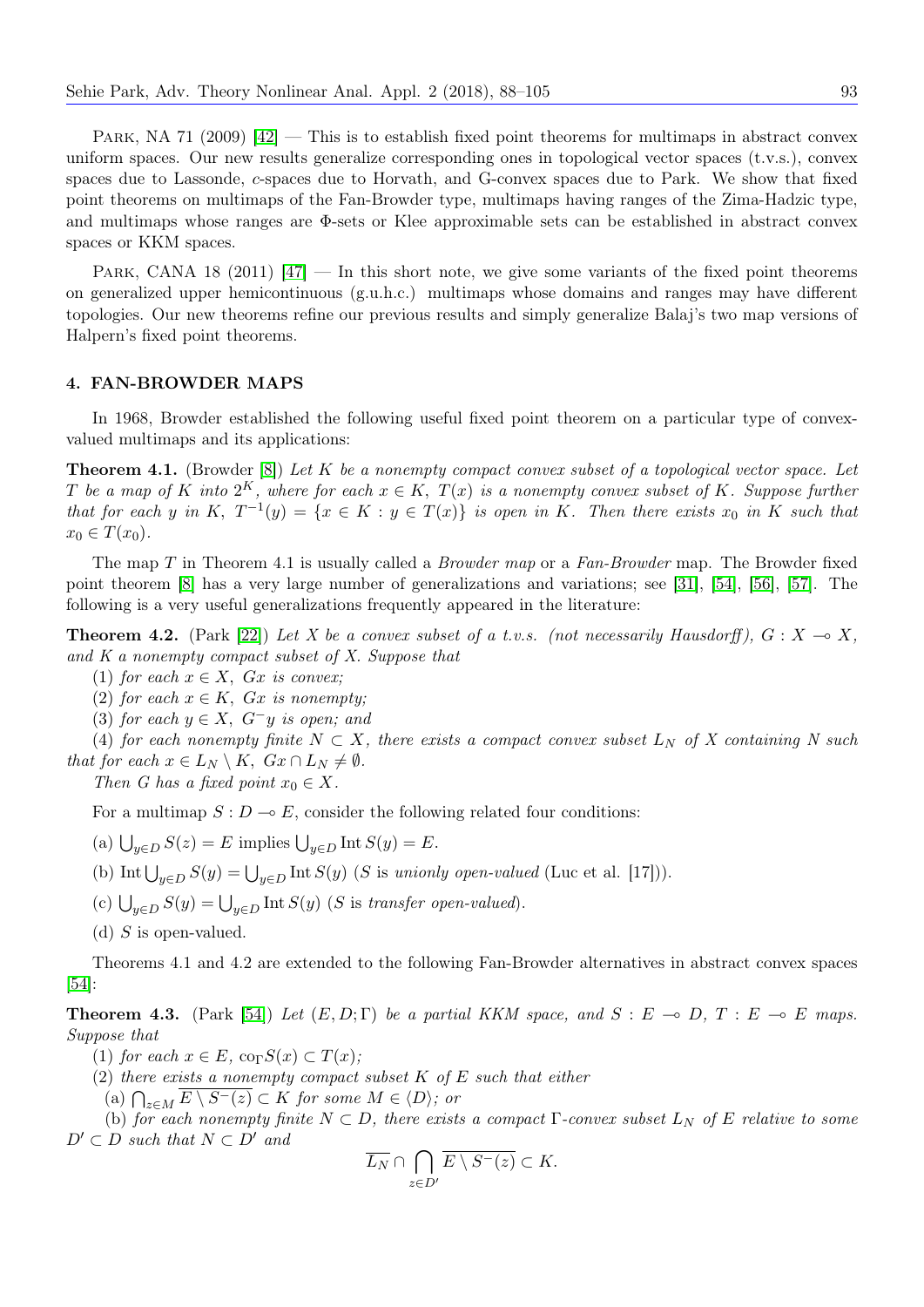Park, NA 71 (2009) [42] — This is to establish fixed point theorems for multimaps in abstract convex uniform spaces. Our new results generalize corresponding ones in topological vector spaces (t.v.s.), convex spaces due to Lassonde, $c$-spaces due to Horvath, and G-convex spaces due to Park. We show that fixed point theorems on multimaps of the Fan-Browder type, multimaps having ranges of the Zima-Hadzic type, and multimaps whose ranges are Φ-sets or Klee approximable sets can be established in abstract convex spaces or KKM spaces.

Park, CANA 18 (2011) [47] — In this short note, we give some variants of the fixed point theorems on generalized upper hemicontinuous (g.u.h.c.) multimaps whose domains and ranges may have different topologies. Our new theorems refine our previous results and simply generalize Balaj's two map versions of Halpern's fixed point theorems.

## 4. FAN-BROWDER MAPS

In 1968, Browder established the following useful fixed point theorem on a particular type of convex-valued multimaps and its applications:

**Theorem 4.1.** (Browder [8]) *Let $K$ be a nonempty compact convex subset of a topological vector space. Let $T$ be a map of $K$ into $2^K$, where for each $x \in K$, $T(x)$ is a nonempty convex subset of $K$. Suppose further that for each $y$ in $K$, $T^{-1}(y) = \{x \in K : y \in T(x)\}$ is open in $K$. Then there exists $x_0$ in $K$ such that $x_0 \in T(x_0)$.*

The map $T$ in Theorem 4.1 is usually called a *Browder map* or a *Fan-Browder* map. The Browder fixed point theorem [8] has a very large number of generalizations and variations; see [31], [54], [56], [57]. The following is a very useful generalizations frequently appeared in the literature:

**Theorem 4.2.** (Park [22]) *Let $X$ be a convex subset of a t.v.s. (not necessarily Hausdorff), $G : X \multimap X$, and $K$ a nonempty compact subset of $X$. Suppose that*

(1) *for each $x \in X$, $Gx$ is convex;*

(2) *for each $x \in K$, $Gx$ is nonempty;*

(3) *for each $y \in X$, $G^{-}y$ is open; and*

(4) *for each nonempty finite $N \subset X$, there exists a compact convex subset $L_N$ of $X$ containing $N$ such that for each $x \in L_N \setminus K$, $Gx \cap L_N \neq \emptyset$.*

*Then $G$ has a fixed point $x_0 \in X$.*

For a multimap $S : D \multimap E$, consider the following related four conditions:

(a) $\bigcup_{y \in D} S(z) = E$ implies $\bigcup_{y \in D} \operatorname{Int} S(y) = E$.

(b) $\operatorname{Int} \bigcup_{y \in D} S(y) = \bigcup_{y \in D} \operatorname{Int} S(y)$ ($S$ is *unionly open-valued* (Luc et al. [17])).

(c) $\bigcup_{y \in D} S(y) = \bigcup_{y \in D} \operatorname{Int} S(y)$ ($S$ is *transfer open-valued*).

(d) $S$ is open-valued.

Theorems 4.1 and 4.2 are extended to the following Fan-Browder alternatives in abstract convex spaces [54]:

**Theorem 4.3.** (Park [54]) *Let $(E, D; \Gamma)$ be a partial KKM space, and $S : E \multimap D$, $T : E \multimap E$ maps. Suppose that*

(1) *for each $x \in E$, $\mathrm{co}_\Gamma S(x) \subset T(x)$;*

(2) *there exists a nonempty compact subset $K$ of $E$ such that either*

(a) *$\bigcap_{z \in M} \overline{E \setminus S^{-}(z)} \subset K$ for some $M \in \langle D \rangle$; or*

(b) *for each nonempty finite $N \subset D$, there exists a compact $\Gamma$-convex subset $L_N$ of $E$ relative to some $D' \subset D$ such that $N \subset D'$ and*

$$\overline{L_N} \cap \bigcap_{z \in D'} \overline{E \setminus S^{-}(z)} \subset K.$$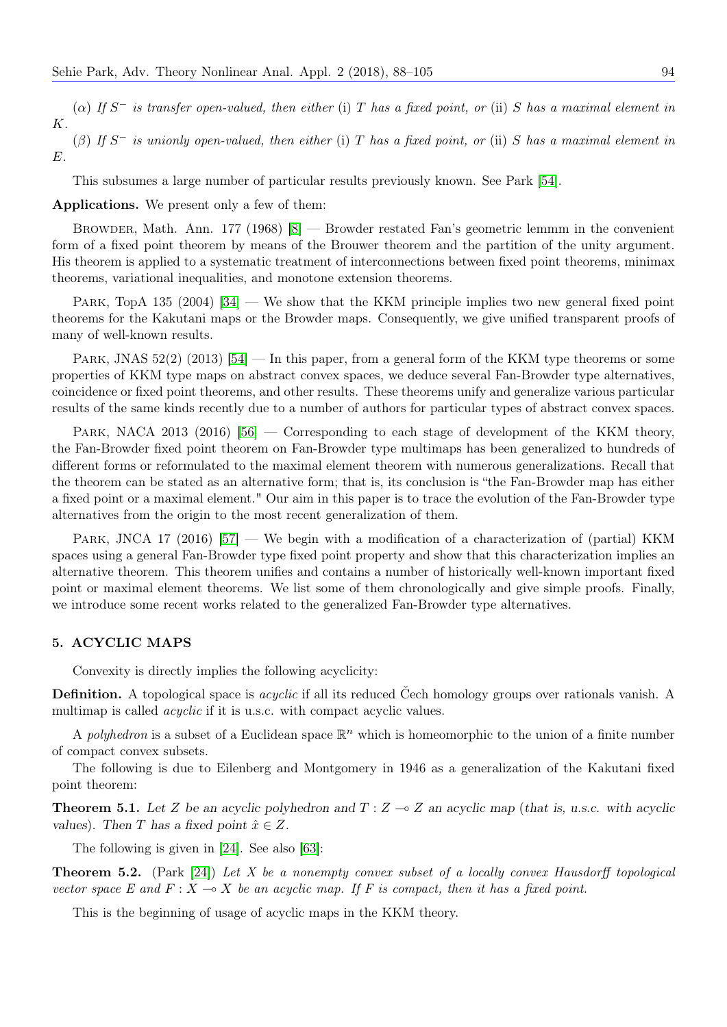($\alpha$) *If $S^-$ is transfer open-valued, then either* (i) *$T$ has a fixed point, or* (ii) *$S$ has a maximal element in $K$.*

($\beta$) *If $S^-$ is unionly open-valued, then either* (i) *$T$ has a fixed point, or* (ii) *$S$ has a maximal element in $E$.*

This subsumes a large number of particular results previously known. See Park [54].

**Applications.** We present only a few of them:

Browder, Math. Ann. 177 (1968) [8] — Browder restated Fan's geometric lemmm in the convenient form of a fixed point theorem by means of the Brouwer theorem and the partition of the unity argument. His theorem is applied to a systematic treatment of interconnections between fixed point theorems, minimax theorems, variational inequalities, and monotone extension theorems.

Park, TopA 135 (2004) [34] — We show that the KKM principle implies two new general fixed point theorems for the Kakutani maps or the Browder maps. Consequently, we give unified transparent proofs of many of well-known results.

Park, JNAS 52(2) (2013) [54] — In this paper, from a general form of the KKM type theorems or some properties of KKM type maps on abstract convex spaces, we deduce several Fan-Browder type alternatives, coincidence or fixed point theorems, and other results. These theorems unify and generalize various particular results of the same kinds recently due to a number of authors for particular types of abstract convex spaces.

Park, NACA 2013 (2016) [56] — Corresponding to each stage of development of the KKM theory, the Fan-Browder fixed point theorem on Fan-Browder type multimaps has been generalized to hundreds of different forms or reformulated to the maximal element theorem with numerous generalizations. Recall that the theorem can be stated as an alternative form; that is, its conclusion is "the Fan-Browder map has either a fixed point or a maximal element." Our aim in this paper is to trace the evolution of the Fan-Browder type alternatives from the origin to the most recent generalization of them.

Park, JNCA 17 (2016) [57] — We begin with a modification of a characterization of (partial) KKM spaces using a general Fan-Browder type fixed point property and show that this characterization implies an alternative theorem. This theorem unifies and contains a number of historically well-known important fixed point or maximal element theorems. We list some of them chronologically and give simple proofs. Finally, we introduce some recent works related to the generalized Fan-Browder type alternatives.

## 5. ACYCLIC MAPS

Convexity is directly implies the following acyclicity:

**Definition.** A topological space is *acyclic* if all its reduced Čech homology groups over rationals vanish. A multimap is called *acyclic* if it is u.s.c. with compact acyclic values.

A *polyhedron* is a subset of a Euclidean space $\mathbb{R}^n$ which is homeomorphic to the union of a finite number of compact convex subsets.

The following is due to Eilenberg and Montgomery in 1946 as a generalization of the Kakutani fixed point theorem:

**Theorem 5.1.** *Let $Z$ be an acyclic polyhedron and $T : Z \multimap Z$ an acyclic map* (*that is, u.s.c. with acyclic values*). *Then $T$ has a fixed point $\hat{x} \in Z$.*

The following is given in [24]. See also [63]:

**Theorem 5.2.** (Park [24]) *Let $X$ be a nonempty convex subset of a locally convex Hausdorff topological vector space $E$ and $F : X \multimap X$ be an acyclic map. If $F$ is compact, then it has a fixed point.*

This is the beginning of usage of acyclic maps in the KKM theory.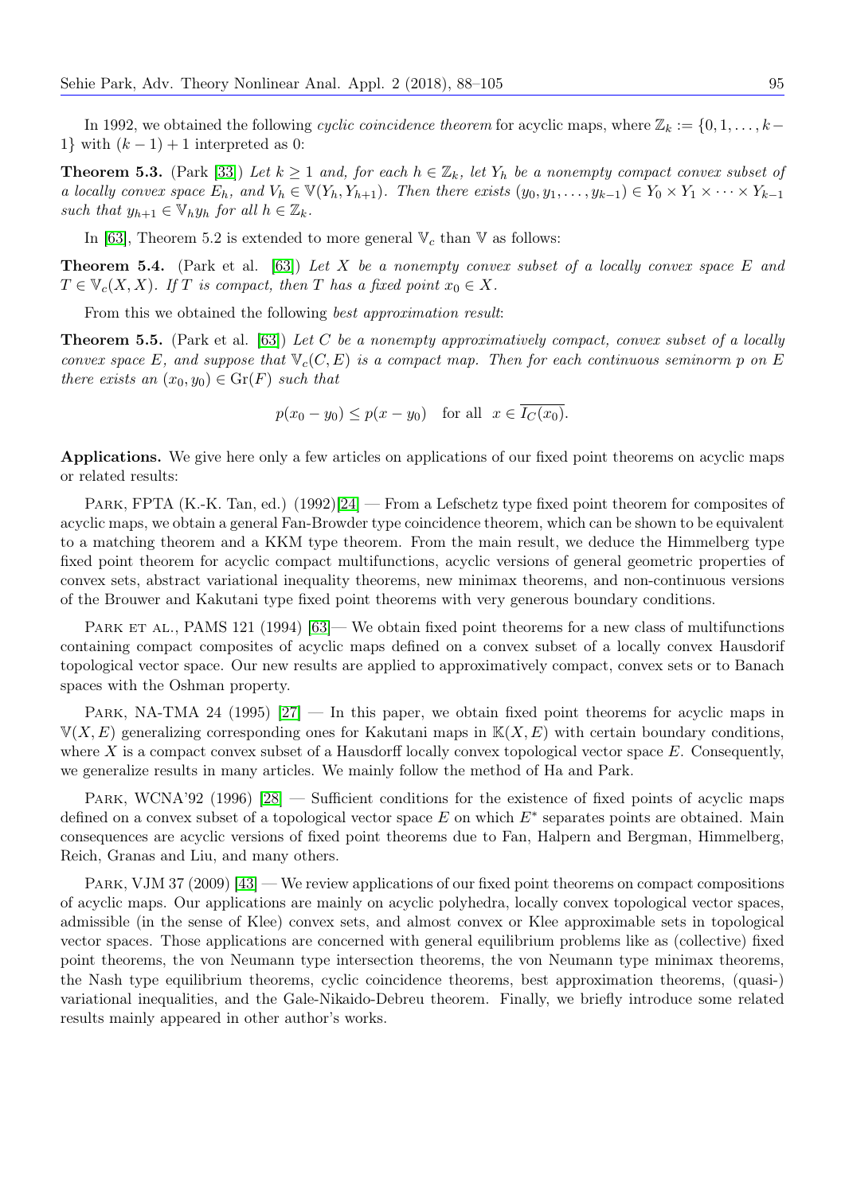In 1992, we obtained the following *cyclic coincidence theorem* for acyclic maps, where $\mathbb{Z}_k := \{0, 1, \ldots, k-1\}$ with $(k-1)+1$ interpreted as 0:

**Theorem 5.3.** (Park [33]) *Let $k \geq 1$ and, for each $h \in \mathbb{Z}_k$, let $Y_h$ be a nonempty compact convex subset of a locally convex space $E_h$, and $V_h \in \mathbb{V}(Y_h, Y_{h+1})$. Then there exists $(y_0, y_1, \ldots, y_{k-1}) \in Y_0 \times Y_1 \times \cdots \times Y_{k-1}$ such that $y_{h+1} \in \mathbb{V}_h y_h$ for all $h \in \mathbb{Z}_k$.*

In [63], Theorem 5.2 is extended to more general $\mathbb{V}_c$ than $\mathbb{V}$ as follows:

**Theorem 5.4.** (Park et al. [63]) *Let $X$ be a nonempty convex subset of a locally convex space $E$ and $T \in \mathbb{V}_c(X, X)$. If $T$ is compact, then $T$ has a fixed point $x_0 \in X$.*

From this we obtained the following *best approximation result*:

**Theorem 5.5.** (Park et al. [63]) *Let $C$ be a nonempty approximatively compact, convex subset of a locally convex space $E$, and suppose that $\mathbb{V}_c(C, E)$ is a compact map. Then for each continuous seminorm $p$ on $E$ there exists an $(x_0, y_0) \in \mathrm{Gr}(F)$ such that*

$$p(x_0 - y_0) \leq p(x - y_0) \quad \text{for all} \quad x \in \overline{I_C(x_0)}.$$

**Applications.** We give here only a few articles on applications of our fixed point theorems on acyclic maps or related results:

Park, FPTA (K.-K. Tan, ed.) (1992)[24] — From a Lefschetz type fixed point theorem for composites of acyclic maps, we obtain a general Fan-Browder type coincidence theorem, which can be shown to be equivalent to a matching theorem and a KKM type theorem. From the main result, we deduce the Himmelberg type fixed point theorem for acyclic compact multifunctions, acyclic versions of general geometric properties of convex sets, abstract variational inequality theorems, new minimax theorems, and non-continuous versions of the Brouwer and Kakutani type fixed point theorems with very generous boundary conditions.

Park et al., PAMS 121 (1994) [63]— We obtain fixed point theorems for a new class of multifunctions containing compact composites of acyclic maps defined on a convex subset of a locally convex Hausdorif topological vector space. Our new results are applied to approximatively compact, convex sets or to Banach spaces with the Oshman property.

Park, NA-TMA 24 (1995) [27] — In this paper, we obtain fixed point theorems for acyclic maps in $\mathbb{V}(X, E)$ generalizing corresponding ones for Kakutani maps in $\mathbb{K}(X, E)$ with certain boundary conditions, where $X$ is a compact convex subset of a Hausdorff locally convex topological vector space $E$. Consequently, we generalize results in many articles. We mainly follow the method of Ha and Park.

Park, WCNA'92 (1996) [28] — Sufficient conditions for the existence of fixed points of acyclic maps defined on a convex subset of a topological vector space $E$ on which $E^*$ separates points are obtained. Main consequences are acyclic versions of fixed point theorems due to Fan, Halpern and Bergman, Himmelberg, Reich, Granas and Liu, and many others.

Park, VJM 37 (2009) [43] — We review applications of our fixed point theorems on compact compositions of acyclic maps. Our applications are mainly on acyclic polyhedra, locally convex topological vector spaces, admissible (in the sense of Klee) convex sets, and almost convex or Klee approximable sets in topological vector spaces. Those applications are concerned with general equilibrium problems like as (collective) fixed point theorems, the von Neumann type intersection theorems, the von Neumann type minimax theorems, the Nash type equilibrium theorems, cyclic coincidence theorems, best approximation theorems, (quasi-) variational inequalities, and the Gale-Nikaido-Debreu theorem. Finally, we briefly introduce some related results mainly appeared in other author's works.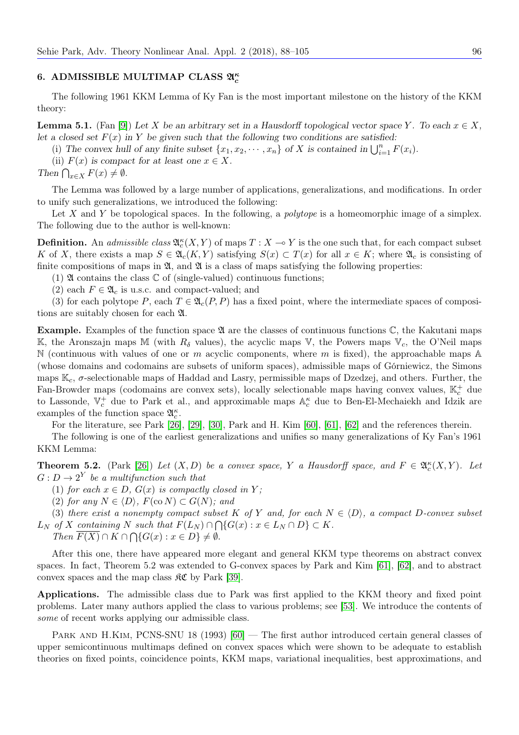## 6. ADMISSIBLE MULTIMAP CLASS $\mathfrak{A}_c^\kappa$

The following 1961 KKM Lemma of Ky Fan is the most important milestone on the history of the KKM theory:

**Lemma 5.1.** (Fan [9]) *Let $X$ be an arbitrary set in a Hausdorff topological vector space $Y$. To each $x \in X$, let a closed set $F(x)$ in $Y$ be given such that the following two conditions are satisfied:*

(i) *The convex hull of any finite subset $\{x_1, x_2, \cdots, x_n\}$ of $X$ is contained in $\bigcup_{i=1}^n F(x_i)$.*

(ii) *$F(x)$ is compact for at least one $x \in X$.*

*Then $\bigcap_{x \in X} F(x) \neq \emptyset$.*

The Lemma was followed by a large number of applications, generalizations, and modifications. In order to unify such generalizations, we introduced the following:

Let $X$ and $Y$ be topological spaces. In the following, a *polytope* is a homeomorphic image of a simplex. The following due to the author is well-known:

**Definition.** An *admissible class* $\mathfrak{A}_c^\kappa(X, Y)$ of maps $T : X \multimap Y$ is the one such that, for each compact subset $K$ of $X$, there exists a map $S \in \mathfrak{A}_c(K, Y)$ satisfying $S(x) \subset T(x)$ for all $x \in K$; where $\mathfrak{A}_c$ is consisting of finite compositions of maps in $\mathfrak{A}$, and $\mathfrak{A}$ is a class of maps satisfying the following properties:

(1) $\mathfrak{A}$ contains the class $\mathbb{C}$ of (single-valued) continuous functions;

(2) each $F \in \mathfrak{A}_c$ is u.s.c. and compact-valued; and

(3) for each polytope $P$, each $T \in \mathfrak{A}_c(P, P)$ has a fixed point, where the intermediate spaces of compositions are suitably chosen for each $\mathfrak{A}$.

**Example.** Examples of the function space $\mathfrak{A}$ are the classes of continuous functions $\mathbb{C}$, the Kakutani maps $\mathbb{K}$, the Aronszajn maps $\mathbb{M}$ (with $R_\delta$ values), the acyclic maps $\mathbb{V}$, the Powers maps $\mathbb{V}_c$, the O'Neil maps $\mathbb{N}$ (continuous with values of one or $m$ acyclic components, where $m$ is fixed), the approachable maps $\mathbb{A}$ (whose domains and codomains are subsets of uniform spaces), admissible maps of Górniewicz, the Simons maps $\mathbb{K}_c$, $\sigma$-selectionable maps of Haddad and Lasry, permissible maps of Dzedzej, and others. Further, the Fan-Browder maps (codomains are convex sets), locally selectionable maps having convex values, $\mathbb{K}_c^+$ due to Lassonde, $\mathbb{V}_c^+$ due to Park et al., and approximable maps $\mathbb{A}_c^\kappa$ due to Ben-El-Mechaiekh and Idzik are examples of the function space $\mathfrak{A}_c^\kappa$.

For the literature, see Park [26], [29], [30], Park and H. Kim [60], [61], [62] and the references therein.

The following is one of the earliest generalizations and unifies so many generalizations of Ky Fan's 1961 KKM Lemma:

**Theorem 5.2.** (Park [26]) *Let $(X, D)$ be a convex space, $Y$ a Hausdorff space, and $F \in \mathfrak{A}_c^\kappa(X, Y)$. Let $G : D \to 2^Y$ be a multifunction such that*

(1) *for each $x \in D$, $G(x)$ is compactly closed in $Y$;*

(2) *for any $N \in \langle D \rangle$, $F(\text{co}\, N) \subset G(N)$; and*

(3) *there exist a nonempty compact subset $K$ of $Y$ and, for each $N \in \langle D \rangle$, a compact $D$-convex subset $L_N$ of $X$ containing $N$ such that $F(L_N) \cap \bigcap\{G(x) : x \in L_N \cap D\} \subset K$.*

*Then $\overline{F(X)} \cap K \cap \bigcap\{G(x) : x \in D\} \neq \emptyset$.*

After this one, there have appeared more elegant and general KKM type theorems on abstract convex spaces. In fact, Theorem 5.2 was extended to G-convex spaces by Park and Kim [61], [62], and to abstract convex spaces and the map class $\mathfrak{KC}$ by Park [39].

**Applications.** The admissible class due to Park was first applied to the KKM theory and fixed point problems. Later many authors applied the class to various problems; see [53]. We introduce the contents of *some* of recent works applying our admissible class.

Park and H.Kim, PCNS-SNU 18 (1993) [60] — The first author introduced certain general classes of upper semicontinuous multimaps defined on convex spaces which were shown to be adequate to establish theories on fixed points, coincidence points, KKM maps, variational inequalities, best approximations, and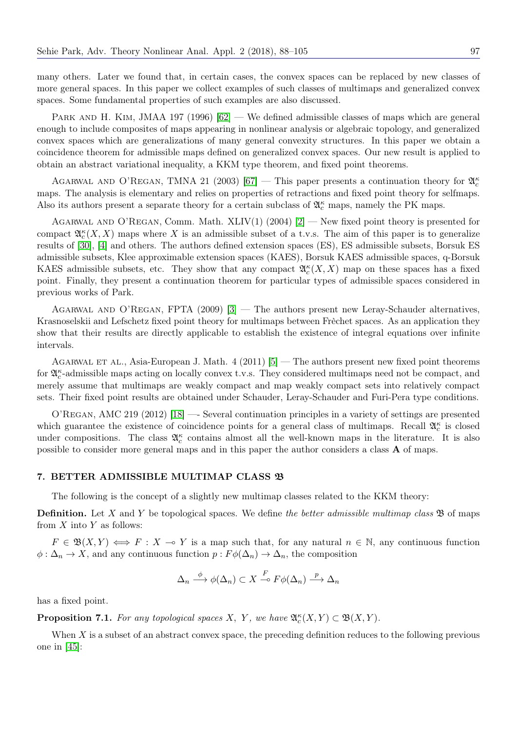many others. Later we found that, in certain cases, the convex spaces can be replaced by new classes of more general spaces. In this paper we collect examples of such classes of multimaps and generalized convex spaces. Some fundamental properties of such examples are also discussed.

Park and H. Kim, JMAA 197 (1996) [62] — We defined admissible classes of maps which are general enough to include composites of maps appearing in nonlinear analysis or algebraic topology, and generalized convex spaces which are generalizations of many general convexity structures. In this paper we obtain a coincidence theorem for admissible maps defined on generalized convex spaces. Our new result is applied to obtain an abstract variational inequality, a KKM type theorem, and fixed point theorems.

Agarwal and O'Regan, TMNA 21 (2003) [67] — This paper presents a continuation theory for $\mathfrak{A}_c^\kappa$ maps. The analysis is elementary and relies on properties of retractions and fixed point theory for selfmaps. Also its authors present a separate theory for a certain subclass of $\mathfrak{A}_c^\kappa$ maps, namely the PK maps.

Agarwal and O'Regan, Comm. Math. XLIV(1) (2004) [2] — New fixed point theory is presented for compact $\mathfrak{A}_c^\kappa(X, X)$ maps where $X$ is an admissible subset of a t.v.s. The aim of this paper is to generalize results of [30], [4] and others. The authors defined extension spaces (ES), ES admissible subsets, Borsuk ES admissible subsets, Klee approximable extension spaces (KAES), Borsuk KAES admissible spaces, q-Borsuk KAES admissible subsets, etc. They show that any compact $\mathfrak{A}_c^\kappa(X, X)$ map on these spaces has a fixed point. Finally, they present a continuation theorem for particular types of admissible spaces considered in previous works of Park.

Agarwal and O'Regan, FPTA (2009) [3] — The authors present new Leray-Schauder alternatives, Krasnoselskii and Lefschetz fixed point theory for multimaps between Frèchet spaces. As an application they show that their results are directly applicable to establish the existence of integral equations over infinite intervals.

Agarwal et al., Asia-European J. Math. 4 (2011) [5] — The authors present new fixed point theorems for $\mathfrak{A}_c^\kappa$-admissible maps acting on locally convex t.v.s. They considered multimaps need not be compact, and merely assume that multimaps are weakly compact and map weakly compact sets into relatively compact sets. Their fixed point results are obtained under Schauder, Leray-Schauder and Furi-Pera type conditions.

O'Regan, AMC 219 (2012) [18] —- Several continuation principles in a variety of settings are presented which guarantee the existence of coincidence points for a general class of multimaps. Recall $\mathfrak{A}_c^\kappa$ is closed under compositions. The class $\mathfrak{A}_c^\kappa$ contains almost all the well-known maps in the literature. It is also possible to consider more general maps and in this paper the author considers a class **A** of maps.

## 7. BETTER ADMISSIBLE MULTIMAP CLASS $\mathfrak{B}$

The following is the concept of a slightly new multimap classes related to the KKM theory:

**Definition.** Let $X$ and $Y$ be topological spaces. We define *the better admissible multimap class* $\mathfrak{B}$ of maps from $X$ into $Y$ as follows:

$F \in \mathfrak{B}(X, Y) \iff F : X \multimap Y$ is a map such that, for any natural $n \in \mathbb{N}$, any continuous function $\phi : \Delta_n \to X$, and any continuous function $p : F\phi(\Delta_n) \to \Delta_n$, the composition

$$\Delta_n \xrightarrow{\phi} \phi(\Delta_n) \subset X \overset{F}{\multimap} F\phi(\Delta_n) \xrightarrow{p} \Delta_n$$

has a fixed point.

**Proposition 7.1.** *For any topological spaces $X$, $Y$, we have $\mathfrak{A}_c^\kappa(X, Y) \subset \mathfrak{B}(X, Y)$.*

When $X$ is a subset of an abstract convex space, the preceding definition reduces to the following previous one in [45]: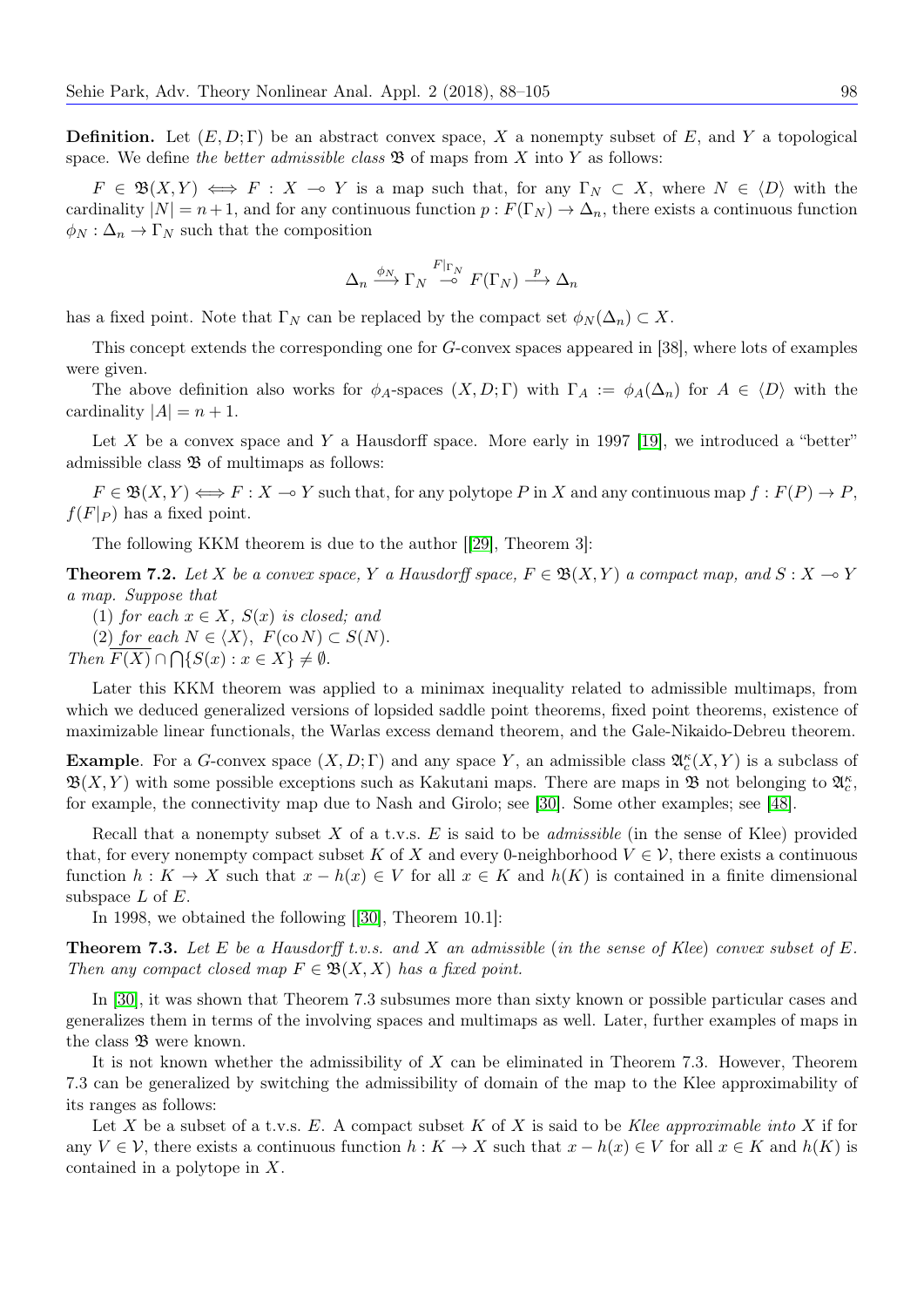**Definition.** Let $(E, D; \Gamma)$ be an abstract convex space, $X$ a nonempty subset of $E$, and $Y$ a topological space. We define *the better admissible class* $\mathfrak{B}$ of maps from $X$ into $Y$ as follows:

$F \in \mathfrak{B}(X, Y) \iff F : X \multimap Y$ is a map such that, for any $\Gamma_N \subset X$, where $N \in \langle D \rangle$ with the cardinality $|N| = n+1$, and for any continuous function $p : F(\Gamma_N) \to \Delta_n$, there exists a continuous function $\phi_N : \Delta_n \to \Gamma_N$ such that the composition

$$\Delta_n \xrightarrow{\phi_N} \Gamma_N \overset{F|_{\Gamma_N}}{\multimap} F(\Gamma_N) \xrightarrow{p} \Delta_n$$

has a fixed point. Note that $\Gamma_N$ can be replaced by the compact set $\phi_N(\Delta_n) \subset X$.

This concept extends the corresponding one for $G$-convex spaces appeared in [38], where lots of examples were given.

The above definition also works for $\phi_A$-spaces $(X, D; \Gamma)$ with $\Gamma_A := \phi_A(\Delta_n)$ for $A \in \langle D \rangle$ with the cardinality $|A| = n+1$.

Let $X$ be a convex space and $Y$ a Hausdorff space. More early in 1997 [19], we introduced a "better" admissible class $\mathfrak{B}$ of multimaps as follows:

$F \in \mathfrak{B}(X, Y) \iff F : X \multimap Y$ such that, for any polytope $P$ in $X$ and any continuous map $f : F(P) \to P$, $f(F|_P)$ has a fixed point.

The following KKM theorem is due to the author [[29], Theorem 3]:

**Theorem 7.2.** *Let $X$ be a convex space, $Y$ a Hausdorff space, $F \in \mathfrak{B}(X, Y)$ a compact map, and $S : X \multimap Y$ a map. Suppose that*

(1) *for each $x \in X$, $S(x)$ is closed; and*

(2) *for each $N \in \langle X \rangle$, $F(\mathrm{co}\, N) \subset S(N)$.*

*Then $\overline{F(X)} \cap \bigcap \{S(x) : x \in X\} \neq \emptyset$.*

Later this KKM theorem was applied to a minimax inequality related to admissible multimaps, from which we deduced generalized versions of lopsided saddle point theorems, fixed point theorems, existence of maximizable linear functionals, the Warlas excess demand theorem, and the Gale-Nikaido-Debreu theorem.

**Example**. For a $G$-convex space $(X, D; \Gamma)$ and any space $Y$, an admissible class $\mathfrak{A}_c^\kappa(X, Y)$ is a subclass of $\mathfrak{B}(X, Y)$ with some possible exceptions such as Kakutani maps. There are maps in $\mathfrak{B}$ not belonging to $\mathfrak{A}_c^\kappa$, for example, the connectivity map due to Nash and Girolo; see [30]. Some other examples; see [48].

Recall that a nonempty subset $X$ of a t.v.s. $E$ is said to be *admissible* (in the sense of Klee) provided that, for every nonempty compact subset $K$ of $X$ and every 0-neighborhood $V \in \mathcal{V}$, there exists a continuous function $h : K \to X$ such that $x - h(x) \in V$ for all $x \in K$ and $h(K)$ is contained in a finite dimensional subspace $L$ of $E$.

In 1998, we obtained the following [[30], Theorem 10.1]:

**Theorem 7.3.** *Let $E$ be a Hausdorff t.v.s. and $X$ an admissible* (*in the sense of Klee*) *convex subset of $E$. Then any compact closed map $F \in \mathfrak{B}(X, X)$ has a fixed point.*

In [30], it was shown that Theorem 7.3 subsumes more than sixty known or possible particular cases and generalizes them in terms of the involving spaces and multimaps as well. Later, further examples of maps in the class $\mathfrak{B}$ were known.

It is not known whether the admissibility of $X$ can be eliminated in Theorem 7.3. However, Theorem 7.3 can be generalized by switching the admissibility of domain of the map to the Klee approximability of its ranges as follows:

Let $X$ be a subset of a t.v.s. $E$. A compact subset $K$ of $X$ is said to be *Klee approximable into* $X$ if for any $V \in \mathcal{V}$, there exists a continuous function $h : K \to X$ such that $x - h(x) \in V$ for all $x \in K$ and $h(K)$ is contained in a polytope in $X$.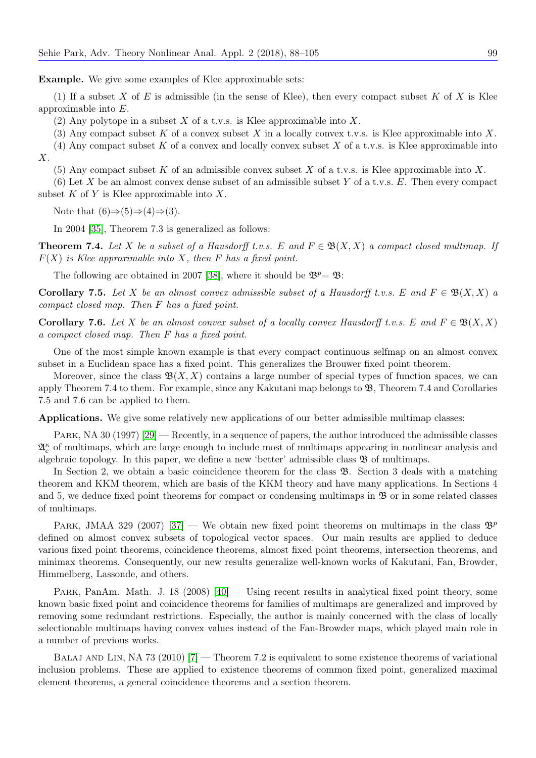**Example.** We give some examples of Klee approximable sets:

(1) If a subset $X$ of $E$ is admissible (in the sense of Klee), then every compact subset $K$ of $X$ is Klee approximable into $E$.

(2) Any polytope in a subset $X$ of a t.v.s. is Klee approximable into $X$.

(3) Any compact subset $K$ of a convex subset $X$ in a locally convex t.v.s. is Klee approximable into $X$.

(4) Any compact subset $K$ of a convex and locally convex subset $X$ of a t.v.s. is Klee approximable into $X$.

(5) Any compact subset $K$ of an admissible convex subset $X$ of a t.v.s. is Klee approximable into $X$.

(6) Let $X$ be an almost convex dense subset of an admissible subset $Y$ of a t.v.s. $E$. Then every compact subset $K$ of $Y$ is Klee approximable into $X$.

Note that (6)⇒(5)⇒(4)⇒(3).

In 2004 [35], Theorem 7.3 is generalized as follows:

**Theorem 7.4.** *Let $X$ be a subset of a Hausdorff t.v.s. $E$ and $F \in \mathfrak{B}(X, X)$ a compact closed multimap. If $F(X)$ is Klee approximable into $X$, then $F$ has a fixed point.*

The following are obtained in 2007 [38], where it should be $\mathfrak{B}^p = \mathfrak{B}$:

**Corollary 7.5.** *Let $X$ be an almost convex admissible subset of a Hausdorff t.v.s. $E$ and $F \in \mathfrak{B}(X, X)$ a compact closed map. Then $F$ has a fixed point.*

**Corollary 7.6.** *Let $X$ be an almost convex subset of a locally convex Hausdorff t.v.s. $E$ and $F \in \mathfrak{B}(X, X)$ a compact closed map. Then $F$ has a fixed point.*

One of the most simple known example is that every compact continuous selfmap on an almost convex subset in a Euclidean space has a fixed point. This generalizes the Brouwer fixed point theorem.

Moreover, since the class $\mathfrak{B}(X, X)$ contains a large number of special types of function spaces, we can apply Theorem 7.4 to them. For example, since any Kakutani map belongs to $\mathfrak{B}$, Theorem 7.4 and Corollaries 7.5 and 7.6 can be applied to them.

**Applications.** We give some relatively new applications of our better admissible multimap classes:

Park, NA 30 (1997) [29] — Recently, in a sequence of papers, the author introduced the admissible classes $\mathfrak{A}_c^\kappa$ of multimaps, which are large enough to include most of multimaps appearing in nonlinear analysis and algebraic topology. In this paper, we define a new 'better' admissible class $\mathfrak{B}$ of multimaps.

In Section 2, we obtain a basic coincidence theorem for the class $\mathfrak{B}$. Section 3 deals with a matching theorem and KKM theorem, which are basis of the KKM theory and have many applications. In Sections 4 and 5, we deduce fixed point theorems for compact or condensing multimaps in $\mathfrak{B}$ or in some related classes of multimaps.

Park, JMAA 329 (2007) [37] — We obtain new fixed point theorems on multimaps in the class $\mathfrak{B}^p$ defined on almost convex subsets of topological vector spaces. Our main results are applied to deduce various fixed point theorems, coincidence theorems, almost fixed point theorems, intersection theorems, and minimax theorems. Consequently, our new results generalize well-known works of Kakutani, Fan, Browder, Himmelberg, Lassonde, and others.

Park, PanAm. Math. J. 18 (2008) [40] — Using recent results in analytical fixed point theory, some known basic fixed point and coincidence theorems for families of multimaps are generalized and improved by removing some redundant restrictions. Especially, the author is mainly concerned with the class of locally selectionable multimaps having convex values instead of the Fan-Browder maps, which played main role in a number of previous works.

Balaj and Lin, NA 73 (2010) [7] — Theorem 7.2 is equivalent to some existence theorems of variational inclusion problems. These are applied to existence theorems of common fixed point, generalized maximal element theorems, a general coincidence theorems and a section theorem.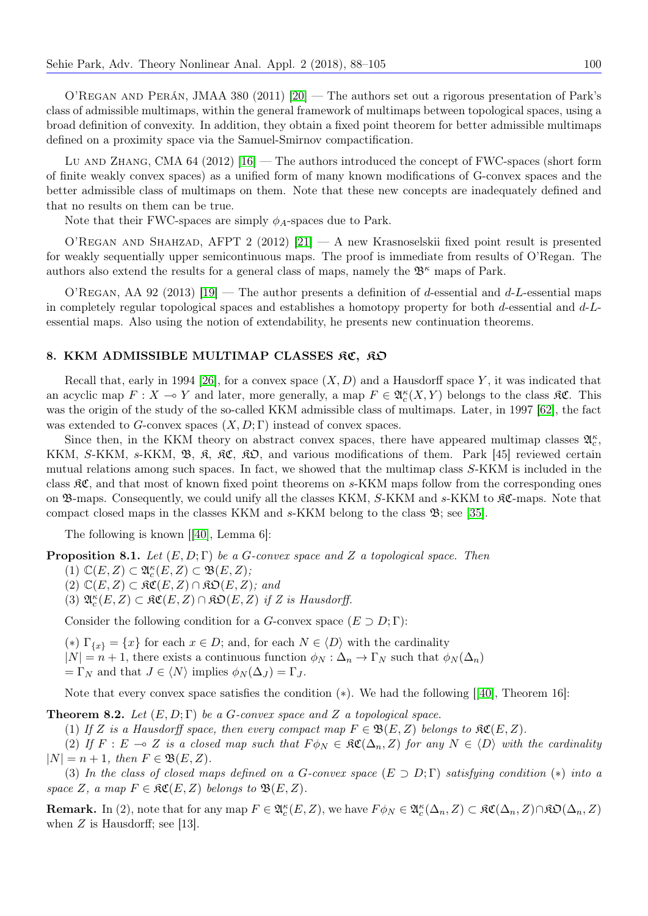O'Regan and Perán, JMAA 380 (2011) [20] — The authors set out a rigorous presentation of Park's class of admissible multimaps, within the general framework of multimaps between topological spaces, using a broad definition of convexity. In addition, they obtain a fixed point theorem for better admissible multimaps defined on a proximity space via the Samuel-Smirnov compactification.

Lu and Zhang, CMA 64 (2012) [16] — The authors introduced the concept of FWC-spaces (short form of finite weakly convex spaces) as a unified form of many known modifications of G-convex spaces and the better admissible class of multimaps on them. Note that these new concepts are inadequately defined and that no results on them can be true.

Note that their FWC-spaces are simply $\phi_A$-spaces due to Park.

O'Regan and Shahzad, AFPT 2 (2012) [21] — A new Krasnoselskii fixed point result is presented for weakly sequentially upper semicontinuous maps. The proof is immediate from results of O'Regan. The authors also extend the results for a general class of maps, namely the $\mathfrak{B}^\kappa$ maps of Park.

O'Regan, AA 92 (2013) [19] — The author presents a definition of $d$-essential and $d$-$L$-essential maps in completely regular topological spaces and establishes a homotopy property for both $d$-essential and $d$-$L$-essential maps. Also using the notion of extendability, he presents new continuation theorems.

## 8. KKM ADMISSIBLE MULTIMAP CLASSES $\mathfrak{KC}$, $\mathfrak{KO}$

Recall that, early in 1994 [26], for a convex space $(X, D)$ and a Hausdorff space $Y$, it was indicated that an acyclic map $F : X \multimap Y$ and later, more generally, a map $F \in \mathfrak{A}_c^\kappa(X, Y)$ belongs to the class $\mathfrak{KC}$. This was the origin of the study of the so-called KKM admissible class of multimaps. Later, in 1997 [62], the fact was extended to $G$-convex spaces $(X, D; \Gamma)$ instead of convex spaces.

Since then, in the KKM theory on abstract convex spaces, there have appeared multimap classes $\mathfrak{A}_c^\kappa$, KKM, $S$-KKM, $s$-KKM, $\mathfrak{B}$, $\mathfrak{K}$, $\mathfrak{KC}$, $\mathfrak{KO}$, and various modifications of them. Park [45] reviewed certain mutual relations among such spaces. In fact, we showed that the multimap class $S$-KKM is included in the class $\mathfrak{KC}$, and that most of known fixed point theorems on $s$-KKM maps follow from the corresponding ones on $\mathfrak{B}$-maps. Consequently, we could unify all the classes KKM, $S$-KKM and $s$-KKM to $\mathfrak{KC}$-maps. Note that compact closed maps in the classes KKM and $s$-KKM belong to the class $\mathfrak{B}$; see [35].

The following is known [[40], Lemma 6]:

**Proposition 8.1.** *Let $(E, D; \Gamma)$ be a $G$-convex space and $Z$ a topological space. Then*

(1) $\mathbb{C}(E, Z) \subset \mathfrak{A}_c^\kappa(E, Z) \subset \mathfrak{B}(E, Z)$;

(2) $\mathbb{C}(E, Z) \subset \mathfrak{KC}(E, Z) \cap \mathfrak{KO}(E, Z)$; *and*

(3) $\mathfrak{A}_c^\kappa(E, Z) \subset \mathfrak{KC}(E, Z) \cap \mathfrak{KO}(E, Z)$ *if $Z$ is Hausdorff.*

Consider the following condition for a $G$-convex space $(E \supset D; \Gamma)$:

($*$) $\Gamma_{\{x\}} = \{x\}$ for each $x \in D$; and, for each $N \in \langle D \rangle$ with the cardinality $|N| = n + 1$, there exists a continuous function $\phi_N : \Delta_n \to \Gamma_N$ such that $\phi_N(\Delta_n) = \Gamma_N$ and that $J \in \langle N \rangle$ implies $\phi_N(\Delta_J) = \Gamma_J$.

Note that every convex space satisfies the condition ($*$). We had the following [[40], Theorem 16]:

**Theorem 8.2.** *Let $(E, D; \Gamma)$ be a $G$-convex space and $Z$ a topological space.*

(1) *If $Z$ is a Hausdorff space, then every compact map $F \in \mathfrak{B}(E, Z)$ belongs to $\mathfrak{KC}(E, Z)$.*

(2) *If $F : E \multimap Z$ is a closed map such that $F\phi_N \in \mathfrak{KC}(\Delta_n, Z)$ for any $N \in \langle D \rangle$ with the cardinality $|N| = n + 1$, then $F \in \mathfrak{B}(E, Z)$.*

(3) *In the class of closed maps defined on a $G$-convex space $(E \supset D; \Gamma)$ satisfying condition ($*$) into a space $Z$, a map $F \in \mathfrak{KC}(E, Z)$ belongs to $\mathfrak{B}(E, Z)$.*

**Remark.** In (2), note that for any map $F \in \mathfrak{A}_c^\kappa(E, Z)$, we have $F\phi_N \in \mathfrak{A}_c^\kappa(\Delta_n, Z) \subset \mathfrak{KC}(\Delta_n, Z) \cap \mathfrak{KO}(\Delta_n, Z)$ when $Z$ is Hausdorff; see [13].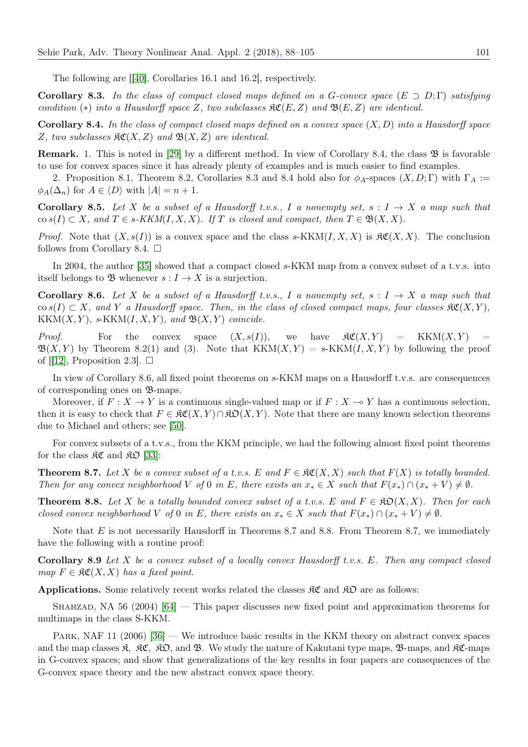The following are [[40], Corollaries 16.1 and 16.2], respectively.

**Corollary 8.3.** *In the class of compact closed maps defined on a G-convex space $(E \supset D; \Gamma)$ satisfying condition $(*)$ into a Hausdorff space $Z$, two subclasses $\mathfrak{KC}(E,Z)$ and $\mathfrak{B}(E,Z)$ are identical.*

**Corollary 8.4.** *In the class of compact closed maps defined on a convex space $(X,D)$ into a Hausdorff space $Z$, two subclasses $\mathfrak{KC}(X,Z)$ and $\mathfrak{B}(X,Z)$ are identical.*

**Remark.** 1. This is noted in [29] by a different method. In view of Corollary 8.4, the class $\mathfrak{B}$ is favorable to use for convex spaces since it has already plenty of examples and is much easier to find examples.

2. Proposition 8.1, Theorem 8.2, Corollaries 8.3 and 8.4 hold also for $\phi_A$-spaces $(X, D; \Gamma)$ with $\Gamma_A := \phi_A(\Delta_n)$ for $A \in \langle D \rangle$ with $|A| = n+1$.

**Corollary 8.5.** *Let $X$ be a subset of a Hausdorff t.v.s., $I$ a nonempty set, $s : I \to X$ a map such that $\operatorname{co} s(I) \subset X$, and $T \in s\text{-}KKM(I, X, X)$. If $T$ is closed and compact, then $T \in \mathfrak{B}(X,X)$.*

*Proof.* Note that $(X, s(I))$ is a convex space and the class $s$-KKM$(I,X,X)$ is $\mathfrak{KC}(X,X)$. The conclusion follows from Corollary 8.4. □

In 2004, the author [35] showed that a compact closed $s$-KKM map from a convex subset of a t.v.s. into itself belongs to $\mathfrak{B}$ whenever $s : I \to X$ is a surjection.

**Corollary 8.6.** *Let $X$ be a subset of a Hausdorff t.v.s., $I$ a nonempty set, $s : I \to X$ a map such that $\operatorname{co} s(I) \subset X$, and $Y$ a Hausdorff space. Then, in the class of closed compact maps, four classes $\mathfrak{KC}(X,Y)$, KKM$(X,Y)$, $s$-KKM$(I,X,Y)$, and $\mathfrak{B}(X,Y)$ coincide.*

*Proof.* For the convex space $(X, s(I))$, we have $\mathfrak{KC}(X,Y) = \text{KKM}(X,Y) = \mathfrak{B}(X,Y)$ by Theorem 8.2(1) and (3). Note that KKM$(X,Y) = s$-KKM$(I,X,Y)$ by following the proof of [[12], Proposition 2.3]. □

In view of Corollary 8.6, all fixed point theorems on $s$-KKM maps on a Hausdorff t.v.s. are consequences of corresponding ones on $\mathfrak{B}$-maps.

Moreover, if $F : X \to Y$ is a continuous single-valued map or if $F : X \multimap Y$ has a continuous selection, then it is easy to check that $F \in \mathfrak{KC}(X,Y) \cap \mathfrak{KO}(X,Y)$. Note that there are many known selection theorems due to Michael and others; see [50].

For convex subsets of a t.v.s., from the KKM principle, we had the following almost fixed point theorems for the class $\mathfrak{KC}$ and $\mathfrak{KO}$ [33]:

**Theorem 8.7.** *Let $X$ be a convex subset of a t.v.s. $E$ and $F \in \mathfrak{KC}(X,X)$ such that $F(X)$ is totally bounded. Then for any convex neighborhood $V$ of $0$ in $E$, there exists an $x_* \in X$ such that $F(x_*) \cap (x_* + V) \neq \emptyset$.*

**Theorem 8.8.** *Let $X$ be a totally bounded convex subset of a t.v.s. $E$ and $F \in \mathfrak{KO}(X,X)$. Then for each closed convex neighborhood $V$ of $0$ in $E$, there exists an $x_* \in X$ such that $F(x_*) \cap (x_* + V) \neq \emptyset$.*

Note that $E$ is not necessarily Hausdorff in Theorems 8.7 and 8.8. From Theorem 8.7, we immediately have the following with a routine proof:

**Corollary 8.9** *Let $X$ be a convex subset of a locally convex Hausdorff t.v.s. $E$. Then any compact closed map $F \in \mathfrak{KC}(X,X)$ has a fixed point.*

**Applications.** Some relatively recent works related the classes $\mathfrak{KC}$ and $\mathfrak{KO}$ are as follows:

Shahzad, NA 56 (2004) [64] — This paper discusses new fixed point and approximation theorems for multimaps in the class S-KKM.

Park, NAF 11 (2006) [36] — We introduce basic results in the KKM theory on abstract convex spaces and the map classes $\mathfrak{K}$, $\mathfrak{KC}$, $\mathfrak{KO}$, and $\mathfrak{B}$. We study the nature of Kakutani type maps, $\mathfrak{B}$-maps, and $\mathfrak{KC}$-maps in G-convex spaces; and show that generalizations of the key results in four papers are consequences of the G-convex space theory and the new abstract convex space theory.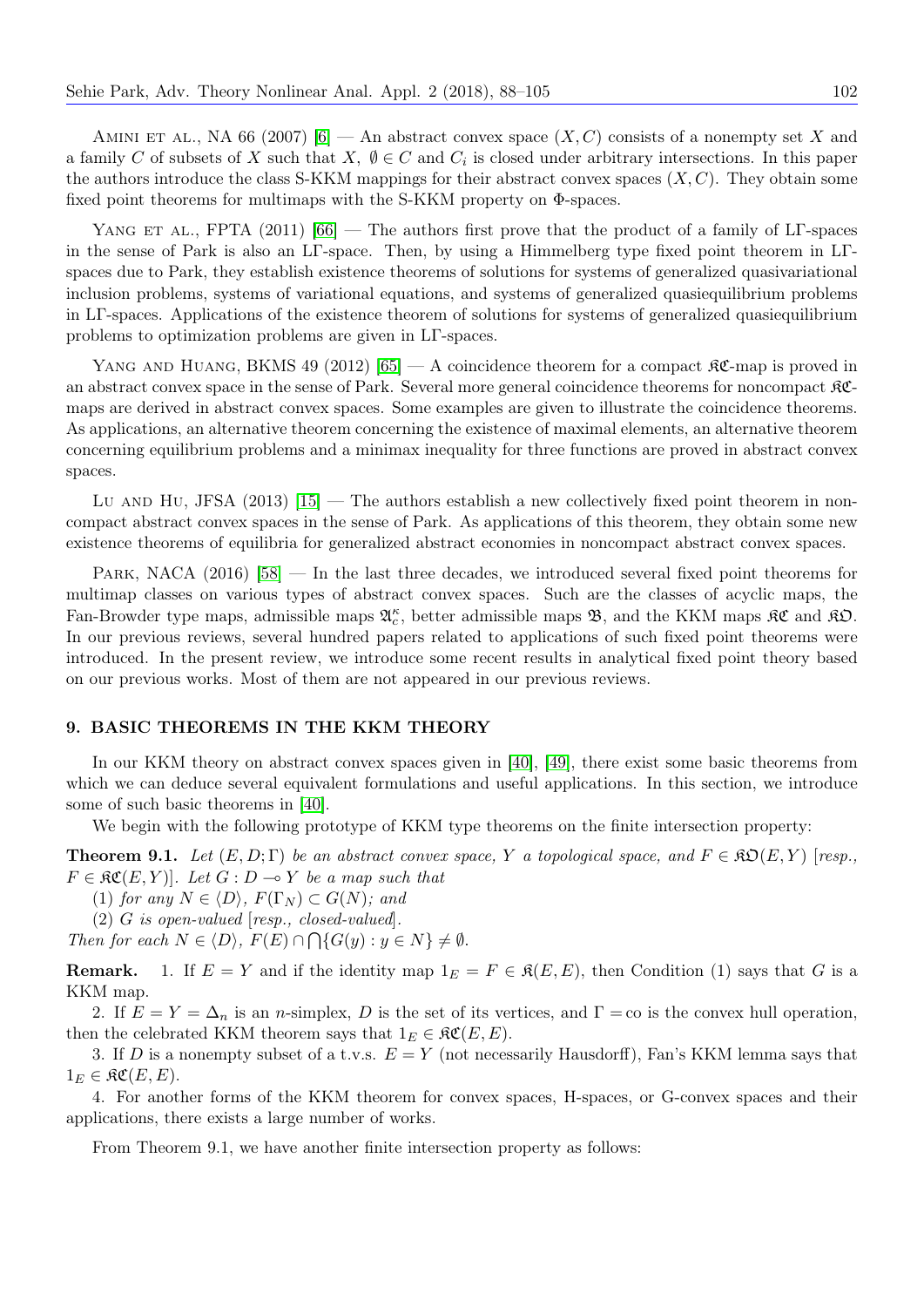Amini et al., NA 66 (2007) [6] — An abstract convex space $(X, C)$ consists of a nonempty set $X$ and a family $C$ of subsets of $X$ such that $X$, $\emptyset \in C$ and $C_i$ is closed under arbitrary intersections. In this paper the authors introduce the class S-KKM mappings for their abstract convex spaces $(X, C)$. They obtain some fixed point theorems for multimaps with the S-KKM property on $\Phi$-spaces.

Yang et al., FPTA (2011) [66] — The authors first prove that the product of a family of L$\Gamma$-spaces in the sense of Park is also an L$\Gamma$-space. Then, by using a Himmelberg type fixed point theorem in L$\Gamma$-spaces due to Park, they establish existence theorems of solutions for systems of generalized quasivariational inclusion problems, systems of variational equations, and systems of generalized quasiequilibrium problems in L$\Gamma$-spaces. Applications of the existence theorem of solutions for systems of generalized quasiequilibrium problems to optimization problems are given in L$\Gamma$-spaces.

Yang and Huang, BKMS 49 (2012) [65] — A coincidence theorem for a compact $\mathfrak{KC}$-map is proved in an abstract convex space in the sense of Park. Several more general coincidence theorems for noncompact $\mathfrak{KC}$-maps are derived in abstract convex spaces. Some examples are given to illustrate the coincidence theorems. As applications, an alternative theorem concerning the existence of maximal elements, an alternative theorem concerning equilibrium problems and a minimax inequality for three functions are proved in abstract convex spaces.

Lu and Hu, JFSA (2013) [15] — The authors establish a new collectively fixed point theorem in noncompact abstract convex spaces in the sense of Park. As applications of this theorem, they obtain some new existence theorems of equilibria for generalized abstract economies in noncompact abstract convex spaces.

Park, NACA (2016) [58] — In the last three decades, we introduced several fixed point theorems for multimap classes on various types of abstract convex spaces. Such are the classes of acyclic maps, the Fan-Browder type maps, admissible maps $\mathfrak{A}_c^\kappa$, better admissible maps $\mathfrak{B}$, and the KKM maps $\mathfrak{KC}$ and $\mathfrak{KO}$. In our previous reviews, several hundred papers related to applications of such fixed point theorems were introduced. In the present review, we introduce some recent results in analytical fixed point theory based on our previous works. Most of them are not appeared in our previous reviews.

## 9. BASIC THEOREMS IN THE KKM THEORY

In our KKM theory on abstract convex spaces given in [40], [49], there exist some basic theorems from which we can deduce several equivalent formulations and useful applications. In this section, we introduce some of such basic theorems in [40].

We begin with the following prototype of KKM type theorems on the finite intersection property:

**Theorem 9.1.** *Let $(E, D; \Gamma)$ be an abstract convex space, $Y$ a topological space, and $F \in \mathfrak{KO}(E, Y)$ [resp., $F \in \mathfrak{KC}(E, Y)$]. Let $G : D \multimap Y$ be a map such that*

*(1) for any $N \in \langle D \rangle$, $F(\Gamma_N) \subset G(N)$; and*

*(2) $G$ is open-valued [resp., closed-valued].*

*Then for each $N \in \langle D \rangle$, $F(E) \cap \bigcap \{G(y) : y \in N\} \neq \emptyset$.*

**Remark.** 1. If $E = Y$ and if the identity map $1_E = F \in \mathfrak{K}(E, E)$, then Condition (1) says that $G$ is a KKM map.

2. If $E = Y = \Delta_n$ is an $n$-simplex, $D$ is the set of its vertices, and $\Gamma = \mathrm{co}$ is the convex hull operation, then the celebrated KKM theorem says that $1_E \in \mathfrak{KC}(E, E)$.

3. If $D$ is a nonempty subset of a t.v.s. $E = Y$ (not necessarily Hausdorff), Fan's KKM lemma says that $1_E \in \mathfrak{KC}(E, E)$.

4. For another forms of the KKM theorem for convex spaces, H-spaces, or G-convex spaces and their applications, there exists a large number of works.

From Theorem 9.1, we have another finite intersection property as follows: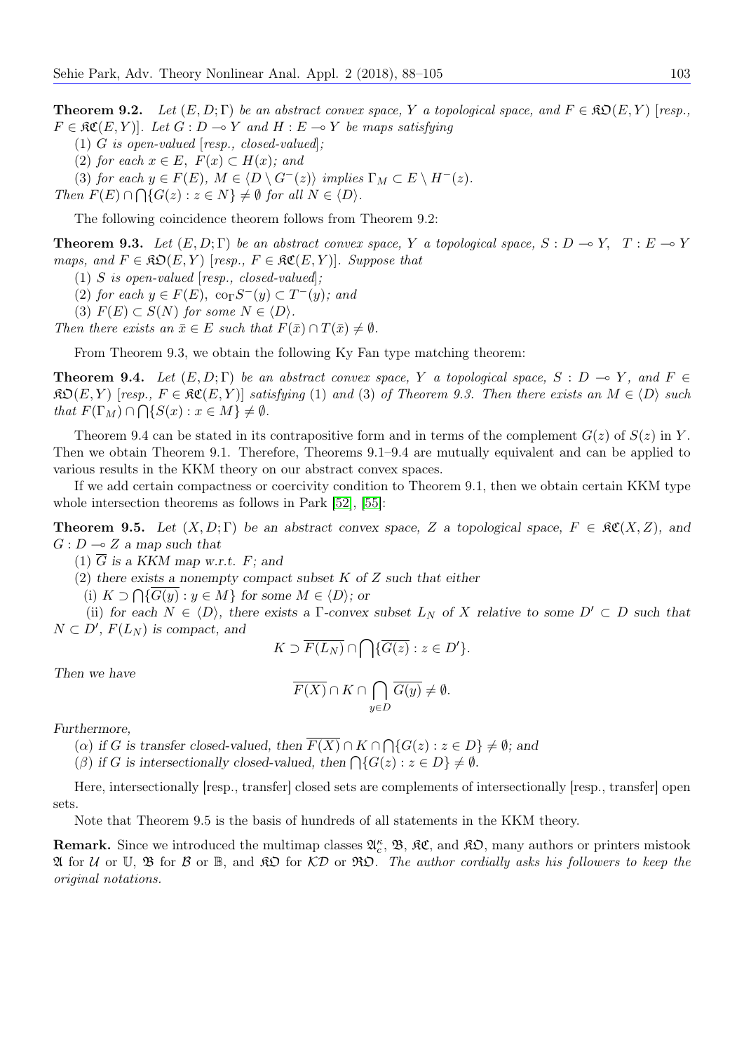**Theorem 9.2.** *Let $(E, D; \Gamma)$ be an abstract convex space, $Y$ a topological space, and $F \in \mathfrak{KO}(E, Y)$ [resp., $F \in \mathfrak{KC}(E, Y)$]. Let $G : D \multimap Y$ and $H : E \multimap Y$ be maps satisfying*

(1) *$G$ is open-valued [resp., closed-valued];*

(2) *for each $x \in E$, $F(x) \subset H(x)$; and*

(3) *for each $y \in F(E)$, $M \in \langle D \setminus G^{-}(z)\rangle$ implies $\Gamma_M \subset E \setminus H^{-}(z)$.*

*Then $F(E) \cap \bigcap\{G(z) : z \in N\} \neq \emptyset$ for all $N \in \langle D\rangle$.*

The following coincidence theorem follows from Theorem 9.2:

**Theorem 9.3.** *Let $(E, D; \Gamma)$ be an abstract convex space, $Y$ a topological space, $S : D \multimap Y$, $T : E \multimap Y$ maps, and $F \in \mathfrak{KO}(E, Y)$ [resp., $F \in \mathfrak{KC}(E, Y)$]. Suppose that*

(1) *$S$ is open-valued [resp., closed-valued];*

(2) *for each $y \in F(E)$, $\mathrm{co}_\Gamma S^{-}(y) \subset T^{-}(y)$; and*

(3) *$F(E) \subset S(N)$ for some $N \in \langle D\rangle$.*

*Then there exists an $\bar{x} \in E$ such that $F(\bar{x}) \cap T(\bar{x}) \neq \emptyset$.*

From Theorem 9.3, we obtain the following Ky Fan type matching theorem:

**Theorem 9.4.** *Let $(E, D; \Gamma)$ be an abstract convex space, $Y$ a topological space, $S : D \multimap Y$, and $F \in \mathfrak{KO}(E, Y)$ [resp., $F \in \mathfrak{KC}(E, Y)$] satisfying (1) and (3) of Theorem 9.3. Then there exists an $M \in \langle D\rangle$ such that $F(\Gamma_M) \cap \bigcap\{S(x) : x \in M\} \neq \emptyset$.*

Theorem 9.4 can be stated in its contrapositive form and in terms of the complement $G(z)$ of $S(z)$ in $Y$. Then we obtain Theorem 9.1. Therefore, Theorems 9.1–9.4 are mutually equivalent and can be applied to various results in the KKM theory on our abstract convex spaces.

If we add certain compactness or coercivity condition to Theorem 9.1, then we obtain certain KKM type whole intersection theorems as follows in Park [52], [55]:

**Theorem 9.5.** *Let $(X, D; \Gamma)$ be an abstract convex space, $Z$ a topological space, $F \in \mathfrak{KC}(X, Z)$, and $G : D \multimap Z$ a map such that*

(1) *$\overline{G}$ is a KKM map w.r.t. $F$; and*

(2) *there exists a nonempty compact subset $K$ of $Z$ such that either*

(i) *$K \supset \bigcap\{\overline{G(y)} : y \in M\}$ for some $M \in \langle D\rangle$; or*

(ii) *for each $N \in \langle D\rangle$, there exists a $\Gamma$-convex subset $L_N$ of $X$ relative to some $D' \subset D$ such that $N \subset D'$, $F(L_N)$ is compact, and*

$$K \supset \overline{F(L_N)} \cap \bigcap\{\overline{G(z)} : z \in D'\}.$$

*Then we have*

$$\overline{F(X)} \cap K \cap \bigcap_{y \in D} \overline{G(y)} \neq \emptyset.$$

*Furthermore,*

($\alpha$) *if $G$ is transfer closed-valued, then $\overline{F(X)} \cap K \cap \bigcap\{G(z) : z \in D\} \neq \emptyset$; and*

($\beta$) *if $G$ is intersectionally closed-valued, then $\bigcap\{G(z) : z \in D\} \neq \emptyset$.*

Here, intersectionally [resp., transfer] closed sets are complements of intersectionally [resp., transfer] open sets.

Note that Theorem 9.5 is the basis of hundreds of all statements in the KKM theory.

**Remark.** Since we introduced the multimap classes $\mathfrak{A}_c^\kappa$, $\mathfrak{B}$, $\mathfrak{KC}$, and $\mathfrak{KO}$, many authors or printers mistook $\mathfrak{A}$ for $\mathcal{U}$ or $\mathbb{U}$, $\mathfrak{B}$ for $\mathcal{B}$ or $\mathbb{B}$, and $\mathfrak{KO}$ for $\mathcal{KD}$ or $\mathfrak{RO}$. *The author cordially asks his followers to keep the original notations.*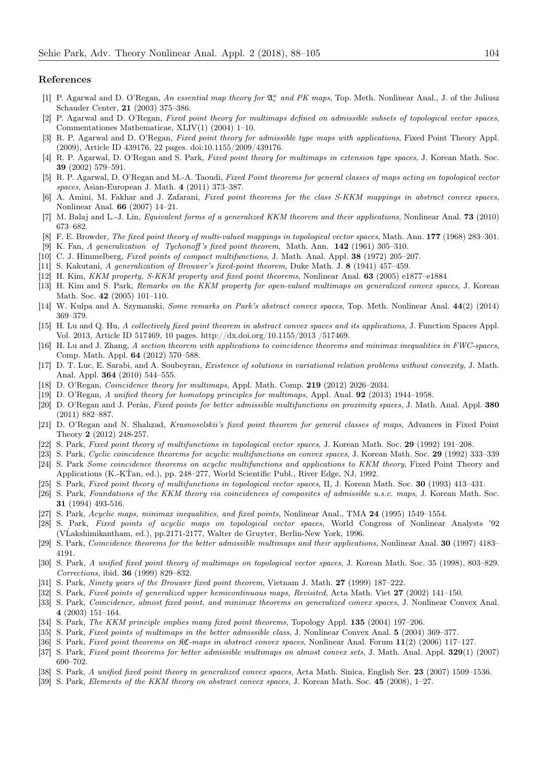## References

[1] P. Agarwal and D. O'Regan, *An essential map theory for $\mathfrak{A}_c^\kappa$ and PK maps*, Top. Meth. Nonlinear Anal., J. of the Juliusz Schauder Center, **21** (2003) 375–386.

[2] P. Agarwal and D. O'Regan, *Fixed point theory for multimaps defined on admissible subsets of topological vector spaces*, Commentationes Mathematicae, XLIV(1) (2004) 1–10.

[3] R. P. Agarwal and D. O'Regan, *Fixed point theory for admissible type maps with applications*, Fixed Point Theory Appl. (2009), Article ID 439176, 22 pages. doi:10.1155/2009/439176.

[4] R. P. Agarwal, D. O'Regan and S. Park, *Fixed point theory for multimaps in extension type spaces*, J. Korean Math. Soc. **39** (2002) 579–591.

[5] R. P. Agarwal, D. O'Regan and M.-A. Taoudi, *Fixed Point theorems for general classes of maps acting on topological vector spaces*, Asian-European J. Math. **4** (2011) 373–387.

[6] A. Amini, M. Fakhar and J. Zafarani, *Fixed point theorems for the class S-KKM mappings in abstract convex spaces*, Nonlinear Anal. **66** (2007) 14–21.

[7] M. Balaj and L.-J. Lin, *Equivalent forms of a generalized KKM theorem and their applications*, Nonlinear Anal. **73** (2010) 673–682.

[8] F. E. Browder, *The fixed point theory of multi-valued mappings in topological vector spaces*, Math. Ann. **177** (1968) 283–301.

[9] K. Fan, *A generalization of Tychonoff's fixed point theorem*, Math. Ann. **142** (1961) 305–310.

[10] C. J. Himmelberg, *Fixed points of compact multifunctions*, J. Math. Anal. Appl. **38** (1972) 205–207.

[11] S. Kakutani, *A generalization of Brouwer's fixed-point theorem*, Duke Math. J. **8** (1941) 457–459.

[12] H. Kim, *KKM property, S-KKM property and fixed point theorems*, Nonlinear Anal. **63** (2005) e1877–e1884

[13] H. Kim and S. Park, *Remarks on the KKM property for open-valued multimaps on generalized convex spaces*, J. Korean Math. Soc. **42** (2005) 101–110.

[14] W. Kulpa and A. Szymanski, *Some remarks on Park's abstract convex spaces*, Top. Meth. Nonlinear Anal. **44**(2) (2014) 369–379.

[15] H. Lu and Q. Hu, *A collectively fixed point theorem in abstract convex spaces and its applications*, J. Function Spaces Appl. Vol. 2013, Article ID 517469, 10 pages. http://dx.doi.org/10.1155/2013 /517469.

[16] H. Lu and J. Zhang, *A section theorem with applications to coincidence theorems and minimax inequalities in FWC-spaces*, Comp. Math. Appl. **64** (2012) 570–588.

[17] D. T. Luc, E. Sarabi, and A. Soubeyran, *Existence of solutions in variational relation problems without convexity,* J. Math. Anal. Appl. **364** (2010) 544–555.

[18] D. O'Regan, *Coincidence theory for multimaps*, Appl. Math. Comp. **219** (2012) 2026–2034.

[19] D. O'Regan, *A unified theory for homotopy principles for multimaps,* Appl. Anal. **92** (2013) 1944–1958.

[20] D. O'Regan and J. Perán, *Fixed points for better admissible multifunctions on proximity spaces*, J. Math. Anal. Appl. **380** (2011) 882–887.

[21] D. O'Regan and N. Shahzad, *Krasnoselskii's fixed point theorem for general classes of maps*, Advances in Fixed Point Theory **2** (2012) 248-257.

[22] S. Park, *Fixed point theory of multifunctions in topological vector spaces*, J. Korean Math. Soc. **29** (1992) 191–208.

[23] S. Park, *Cyclic coincidence theorems for acyclic multifunctions on convex spaces*, J. Korean Math. Soc. **29** (1992) 333–339

[24] S. Park *Some coincidence theorems on acyclic multifunctions and applications to KKM theory*, Fixed Point Theory and Applications (K.-K.Tan, ed.), pp. 248–277, World Scientific Publ., River Edge, NJ, 1992.

[25] S. Park, *Fixed point theory of multifunctions in topological vector spaces*, II, J. Korean Math. Soc. **30** (1993) 413–431.

[26] S. Park, *Foundations of the KKM theory via coincidences of composites of admissible u.s.c. maps*, J. Korean Math. Soc. **31** (1994) 493-516.

[27] S. Park, *Acyclic maps, minimax inequalities, and fixed points*, Nonlinear Anal., TMA **24** (1995) 1549–1554.

[28] S. Park, *Fixed points of acyclic maps on topological vector spaces*, World Congress of Nonlinear Analysts '92 (V.Lakshimikantham, ed.), pp.2171-2177, Walter de Gruyter, Berlin-New York, 1996.

[29] S. Park, *Coincidence theorems for the better admissible multimaps and their applications*, Nonlinear Anal. **30** (1997) 4183–4191.

[30] S. Park, *A unified fixed point theory of multimaps on topological vector spaces*, J. Korean Math. Soc. 35 (1998), 803–829. *Corrections*, ibid. **36** (1999) 829–832.

[31] S. Park, *Ninety years of the Brouwer fixed point theorem*, Vietnam J. Math. **27** (1999) 187–222.

[32] S. Park, *Fixed points of generalized upper hemicontinuous maps, Revisited*, Acta Math. Viet **27** (2002) 141–150.

[33] S. Park, *Coincidence, almost fixed point, and minimax theorems on generalized convex spaces*, J. Nonlinear Convex Anal. **4** (2003) 151–164.

[34] S. Park, *The KKM principle implies many fixed point theorems*, Topology Appl. **135** (2004) 197–206.

[35] S. Park, *Fixed points of multimaps in the better admissible class*, J. Nonlinear Convex Anal. **5** (2004) 369–377.

[36] S. Park, *Fixed point theorems on $\mathfrak{KC}$-maps in abstract convex spaces*, Nonlinear Anal. Forum **11**(2) (2006) 117–127.

[37] S. Park, *Fixed point theorems for better admissible multimaps on almost convex sets*, J. Math. Anal. Appl. **329**(1) (2007) 690–702.

[38] S. Park, *A unified fixed point theory in generalized convex spaces*, Acta Math. Sinica, English Ser. **23** (2007) 1509–1536.

[39] S. Park, *Elements of the KKM theory on abstract convex spaces*, J. Korean Math. Soc. **45** (2008), 1–27.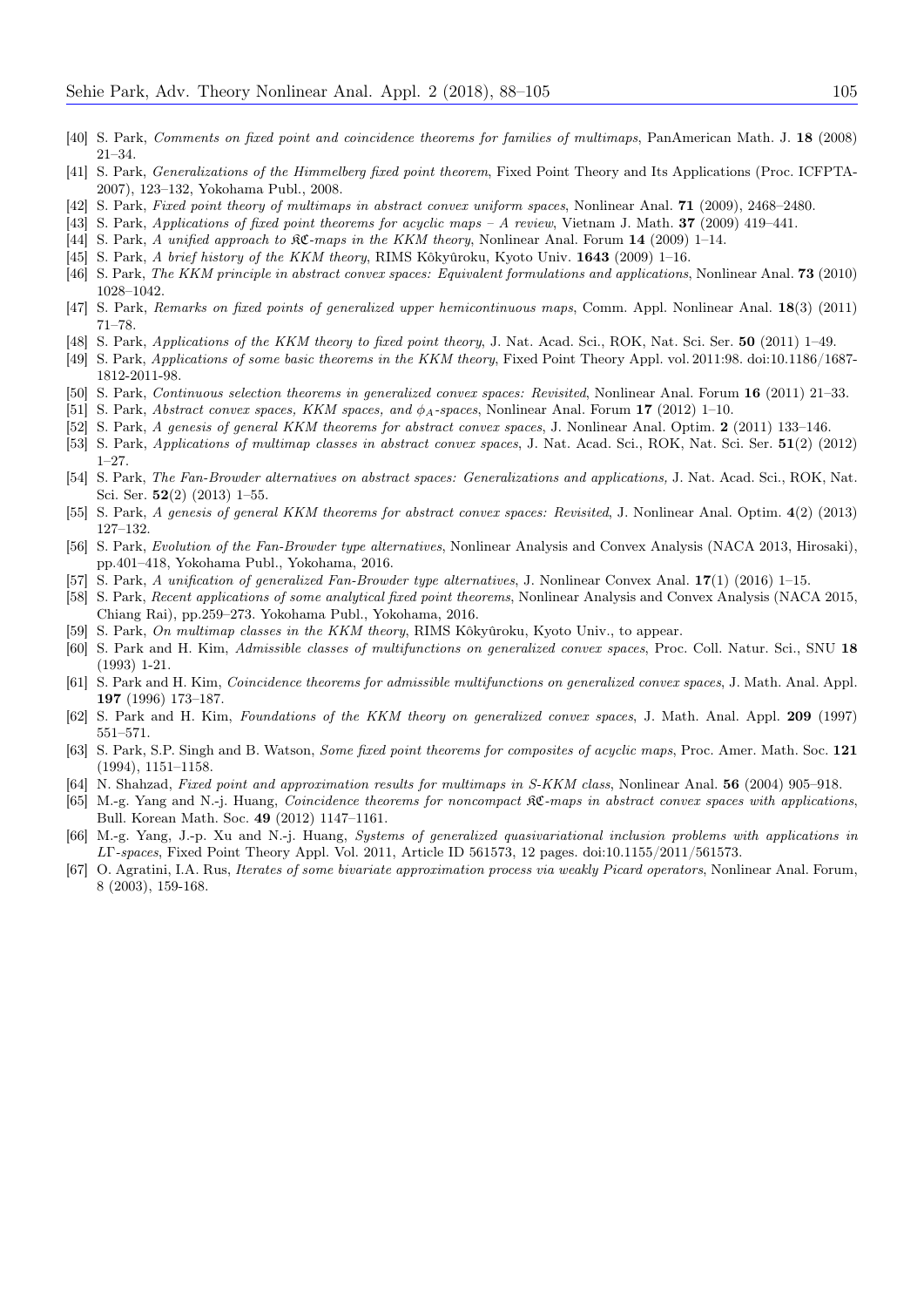[40] S. Park, *Comments on fixed point and coincidence theorems for families of multimaps*, PanAmerican Math. J. **18** (2008) 21–34.

[41] S. Park, *Generalizations of the Himmelberg fixed point theorem*, Fixed Point Theory and Its Applications (Proc. ICFPTA-2007), 123–132, Yokohama Publ., 2008.

[42] S. Park, *Fixed point theory of multimaps in abstract convex uniform spaces*, Nonlinear Anal. **71** (2009), 2468–2480.

[43] S. Park, *Applications of fixed point theorems for acyclic maps – A review*, Vietnam J. Math. **37** (2009) 419–441.

[44] S. Park, *A unified approach to $\mathfrak{KC}$-maps in the KKM theory*, Nonlinear Anal. Forum **14** (2009) 1–14.

[45] S. Park, *A brief history of the KKM theory*, RIMS Kôkyûroku, Kyoto Univ. **1643** (2009) 1–16.

[46] S. Park, *The KKM principle in abstract convex spaces: Equivalent formulations and applications*, Nonlinear Anal. **73** (2010) 1028–1042.

[47] S. Park, *Remarks on fixed points of generalized upper hemicontinuous maps*, Comm. Appl. Nonlinear Anal. **18**(3) (2011) 71–78.

[48] S. Park, *Applications of the KKM theory to fixed point theory*, J. Nat. Acad. Sci., ROK, Nat. Sci. Ser. **50** (2011) 1–49.

[49] S. Park, *Applications of some basic theorems in the KKM theory*, Fixed Point Theory Appl. vol. 2011:98. doi:10.1186/1687-1812-2011-98.

[50] S. Park, *Continuous selection theorems in generalized convex spaces: Revisited*, Nonlinear Anal. Forum **16** (2011) 21–33.

[51] S. Park, *Abstract convex spaces, KKM spaces, and $\phi_A$-spaces*, Nonlinear Anal. Forum **17** (2012) 1–10.

[52] S. Park, *A genesis of general KKM theorems for abstract convex spaces*, J. Nonlinear Anal. Optim. **2** (2011) 133–146.

[53] S. Park, *Applications of multimap classes in abstract convex spaces*, J. Nat. Acad. Sci., ROK, Nat. Sci. Ser. **51**(2) (2012) 1–27.

[54] S. Park, *The Fan-Browder alternatives on abstract spaces: Generalizations and applications,* J. Nat. Acad. Sci., ROK, Nat. Sci. Ser. **52**(2) (2013) 1–55.

[55] S. Park, *A genesis of general KKM theorems for abstract convex spaces: Revisited*, J. Nonlinear Anal. Optim. **4**(2) (2013) 127–132.

[56] S. Park, *Evolution of the Fan-Browder type alternatives*, Nonlinear Analysis and Convex Analysis (NACA 2013, Hirosaki), pp.401–418, Yokohama Publ., Yokohama, 2016.

[57] S. Park, *A unification of generalized Fan-Browder type alternatives*, J. Nonlinear Convex Anal. **17**(1) (2016) 1–15.

[58] S. Park, *Recent applications of some analytical fixed point theorems*, Nonlinear Analysis and Convex Analysis (NACA 2015, Chiang Rai), pp.259–273. Yokohama Publ., Yokohama, 2016.

[59] S. Park, *On multimap classes in the KKM theory*, RIMS Kôkyûroku, Kyoto Univ., to appear.

[60] S. Park and H. Kim, *Admissible classes of multifunctions on generalized convex spaces*, Proc. Coll. Natur. Sci., SNU **18** (1993) 1-21.

[61] S. Park and H. Kim, *Coincidence theorems for admissible multifunctions on generalized convex spaces*, J. Math. Anal. Appl. **197** (1996) 173–187.

[62] S. Park and H. Kim, *Foundations of the KKM theory on generalized convex spaces*, J. Math. Anal. Appl. **209** (1997) 551–571.

[63] S. Park, S.P. Singh and B. Watson, *Some fixed point theorems for composites of acyclic maps*, Proc. Amer. Math. Soc. **121** (1994), 1151–1158.

[64] N. Shahzad, *Fixed point and approximation results for multimaps in S-KKM class*, Nonlinear Anal. **56** (2004) 905–918.

[65] M.-g. Yang and N.-j. Huang, *Coincidence theorems for noncompact $\mathfrak{KC}$-maps in abstract convex spaces with applications*, Bull. Korean Math. Soc. **49** (2012) 1147–1161.

[66] M.-g. Yang, J.-p. Xu and N.-j. Huang, *Systems of generalized quasivariational inclusion problems with applications in $L\Gamma$-spaces*, Fixed Point Theory Appl. Vol. 2011, Article ID 561573, 12 pages. doi:10.1155/2011/561573.

[67] O. Agratini, I.A. Rus, *Iterates of some bivariate approximation process via weakly Picard operators*, Nonlinear Anal. Forum, 8 (2003), 159-168.